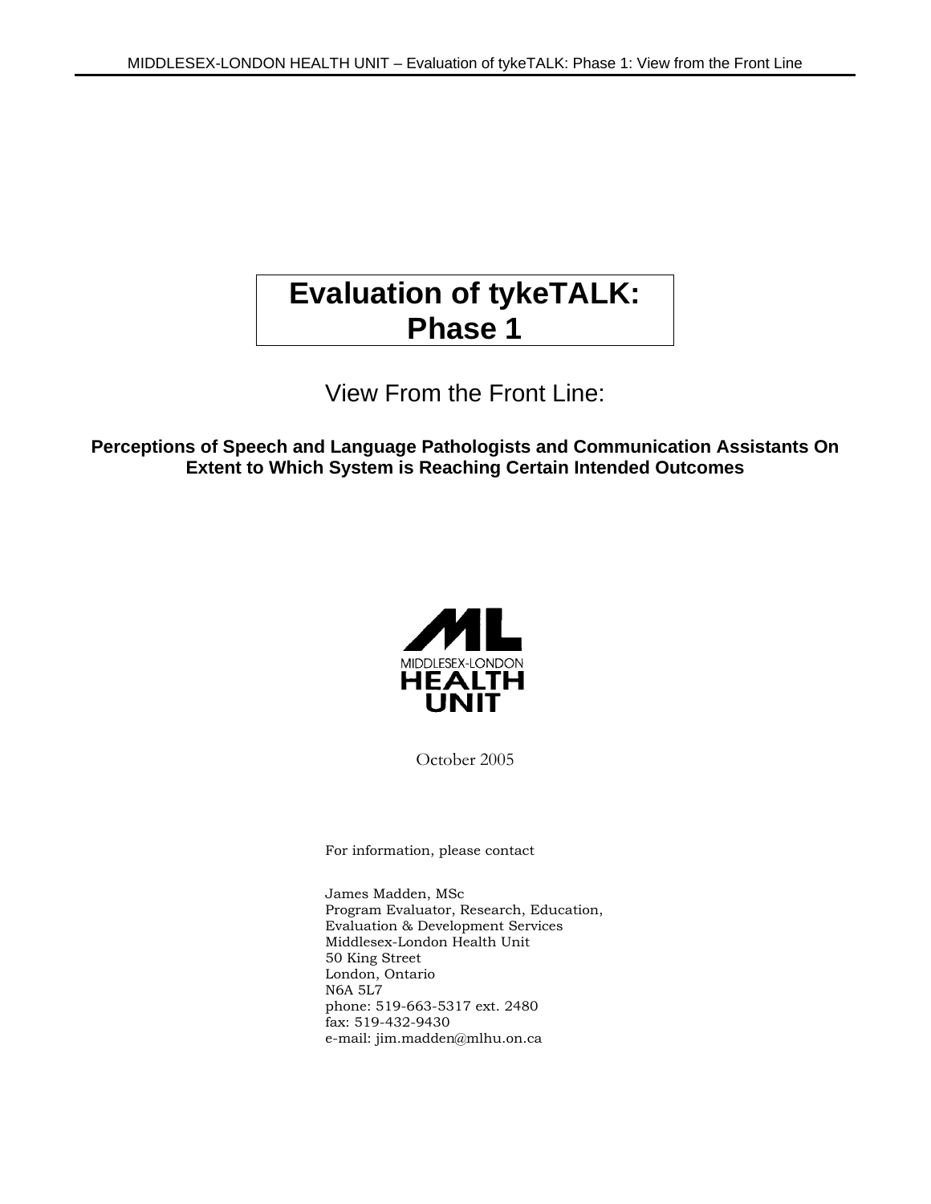# Evaluation of tykeTALK: Phase 1

## View From the Front Line:

**Perceptions of Speech and Language Pathologists and Communication Assistants On Extent to Which System is Reaching Certain Intended Outcomes**

MIDDLESEX-LONDON HEALTH UNIT

October 2005

For information, please contact

James Madden, MSc
Program Evaluator, Research, Education,
Evaluation & Development Services
Middlesex-London Health Unit
50 King Street
London, Ontario
N6A 5L7
phone: 519-663-5317 ext. 2480
fax: 519-432-9430
e-mail: jim.madden@mlhu.on.ca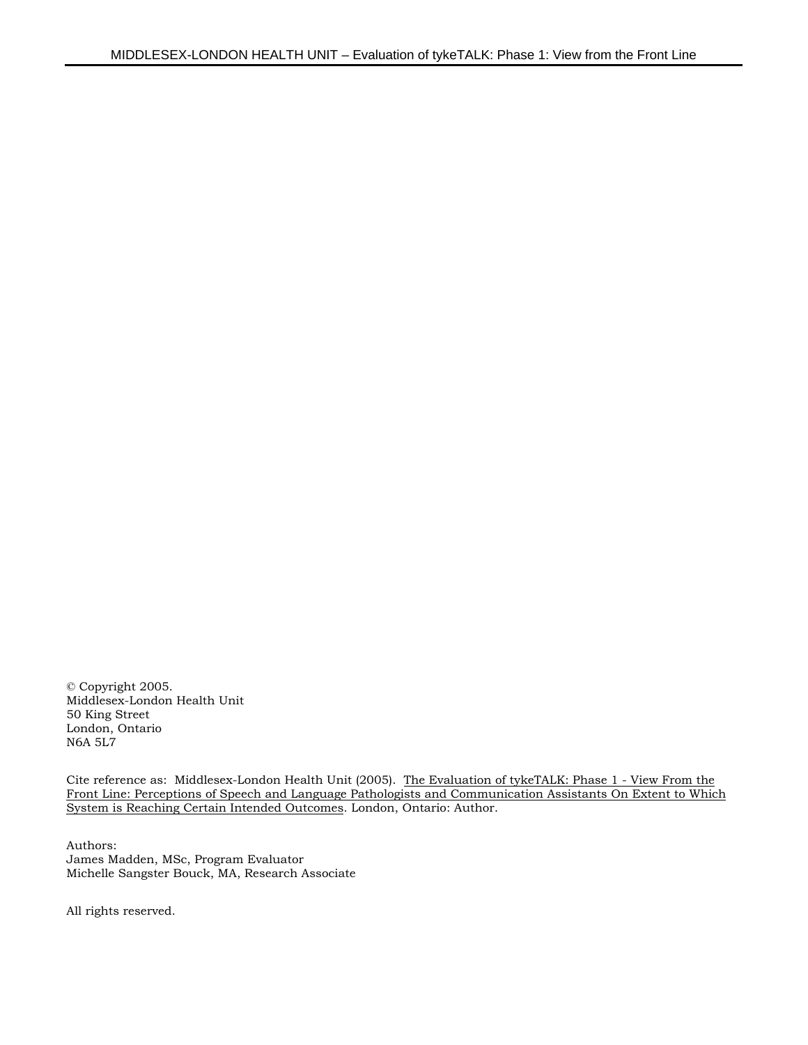© Copyright 2005.
Middlesex-London Health Unit
50 King Street
London, Ontario
N6A 5L7

Cite reference as: Middlesex-London Health Unit (2005). The Evaluation of tykeTALK: Phase 1 - View From the Front Line: Perceptions of Speech and Language Pathologists and Communication Assistants On Extent to Which System is Reaching Certain Intended Outcomes. London, Ontario: Author.

Authors:
James Madden, MSc, Program Evaluator
Michelle Sangster Bouck, MA, Research Associate

All rights reserved.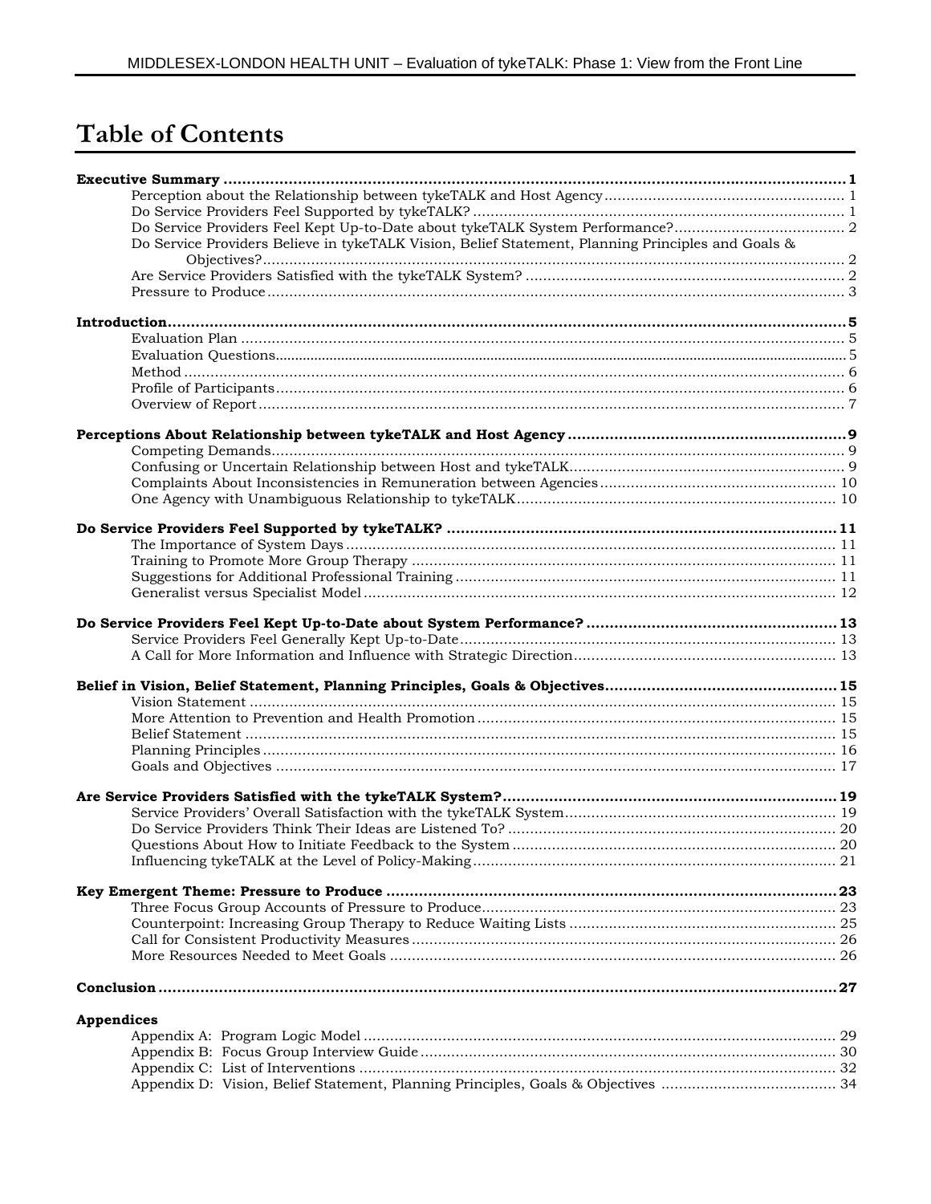# Table of Contents

**Executive Summary** ........................................................................................................................................ **1**

- Perception about the Relationship between tykeTALK and Host Agency ........................................................ 1
- Do Service Providers Feel Supported by tykeTALK? ..................................................................................... 1
- Do Service Providers Feel Kept Up-to-Date about tykeTALK System Performance? ....................................... 2
- Do Service Providers Believe in tykeTALK Vision, Belief Statement, Planning Principles and Goals & Objectives? ........................................................................................................................................ 2
- Are Service Providers Satisfied with the tykeTALK System? ......................................................................... 2
- Pressure to Produce ................................................................................................................................... 3

**Introduction** ................................................................................................................................................. **5**

- Evaluation Plan .......................................................................................................................................... 5
- Evaluation Questions .................................................................................................................................. 5
- Method ...................................................................................................................................................... 6
- Profile of Participants ................................................................................................................................. 6
- Overview of Report ..................................................................................................................................... 7

**Perceptions About Relationship between tykeTALK and Host Agency** ............................................................ **9**

- Competing Demands ................................................................................................................................... 9
- Confusing or Uncertain Relationship between Host and tykeTALK ............................................................... 9
- Complaints About Inconsistencies in Remuneration between Agencies ....................................................... 10
- One Agency with Unambiguous Relationship to tykeTALK ......................................................................... 10

**Do Service Providers Feel Supported by tykeTALK?** .................................................................................... **11**

- The Importance of System Days ................................................................................................................ 11
- Training to Promote More Group Therapy ................................................................................................. 11
- Suggestions for Additional Professional Training ....................................................................................... 11
- Generalist versus Specialist Model ............................................................................................................ 12

**Do Service Providers Feel Kept Up-to-Date about System Performance?** ...................................................... **13**

- Service Providers Feel Generally Kept Up-to-Date ...................................................................................... 13
- A Call for More Information and Influence with Strategic Direction ............................................................ 13

**Belief in Vision, Belief Statement, Planning Principles, Goals & Objectives** ................................................. **15**

- Vision Statement ...................................................................................................................................... 15
- More Attention to Prevention and Health Promotion .................................................................................. 15
- Belief Statement ....................................................................................................................................... 15
- Planning Principles ................................................................................................................................... 16
- Goals and Objectives ................................................................................................................................ 17

**Are Service Providers Satisfied with the tykeTALK System?** ........................................................................ **19**

- Service Providers' Overall Satisfaction with the tykeTALK System .............................................................. 19
- Do Service Providers Think Their Ideas are Listened To? ........................................................................... 20
- Questions About How to Initiate Feedback to the System .......................................................................... 20
- Influencing tykeTALK at the Level of Policy-Making ................................................................................... 21

**Key Emergent Theme: Pressure to Produce** ................................................................................................. **23**

- Three Focus Group Accounts of Pressure to Produce ................................................................................. 23
- Counterpoint: Increasing Group Therapy to Reduce Waiting Lists ............................................................. 25
- Call for Consistent Productivity Measures ................................................................................................. 26
- More Resources Needed to Meet Goals ...................................................................................................... 26

**Conclusion** .................................................................................................................................................. **27**

**Appendices**

- Appendix A: Program Logic Model ........................................................................................................... 29
- Appendix B: Focus Group Interview Guide ............................................................................................... 30
- Appendix C: List of Interventions ............................................................................................................ 32
- Appendix D: Vision, Belief Statement, Planning Principles, Goals & Objectives ........................................ 34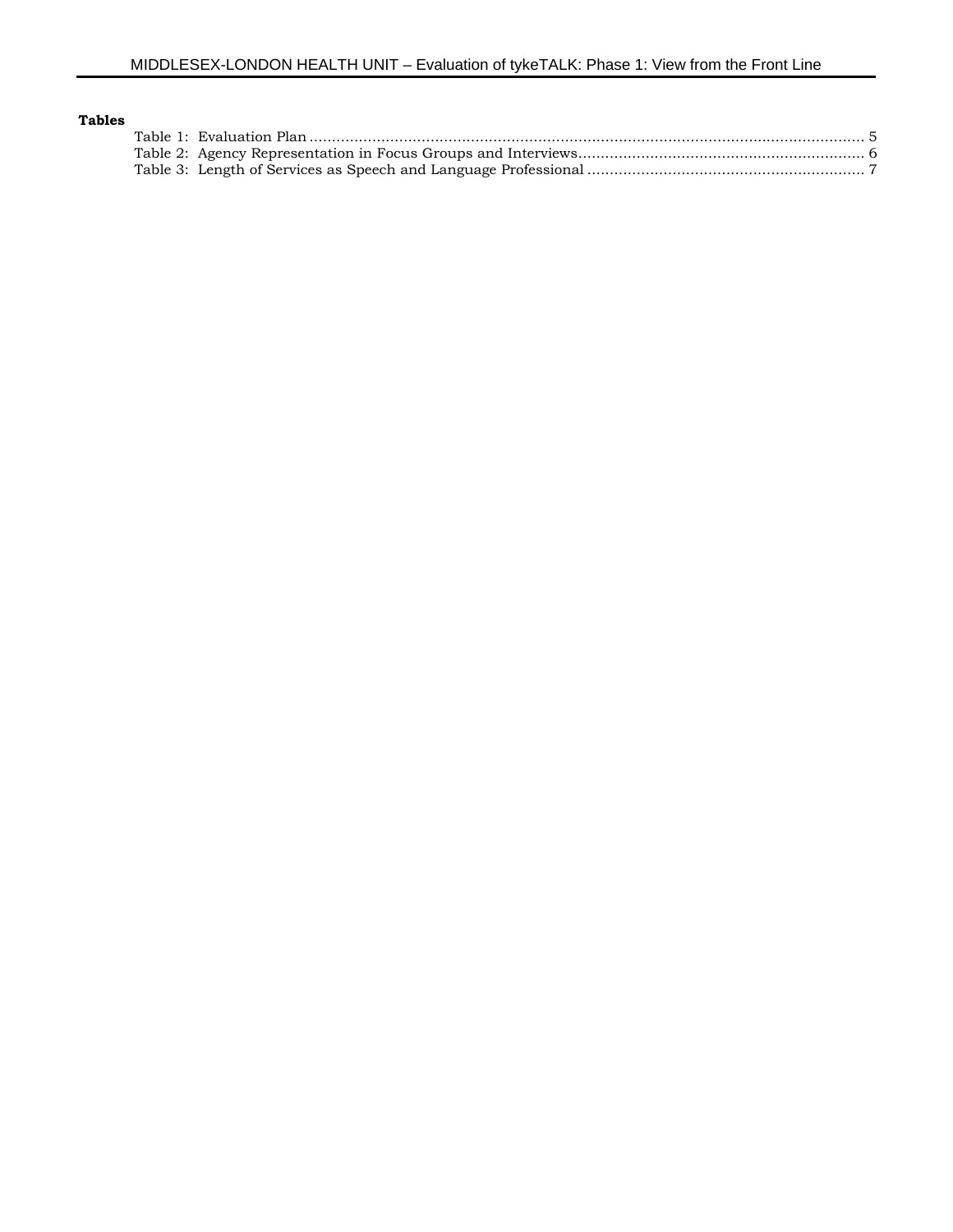**Tables**

Table 1: Evaluation Plan ........................................................................................................................ 5
Table 2: Agency Representation in Focus Groups and Interviews.............................................................. 6
Table 3: Length of Services as Speech and Language Professional ............................................................ 7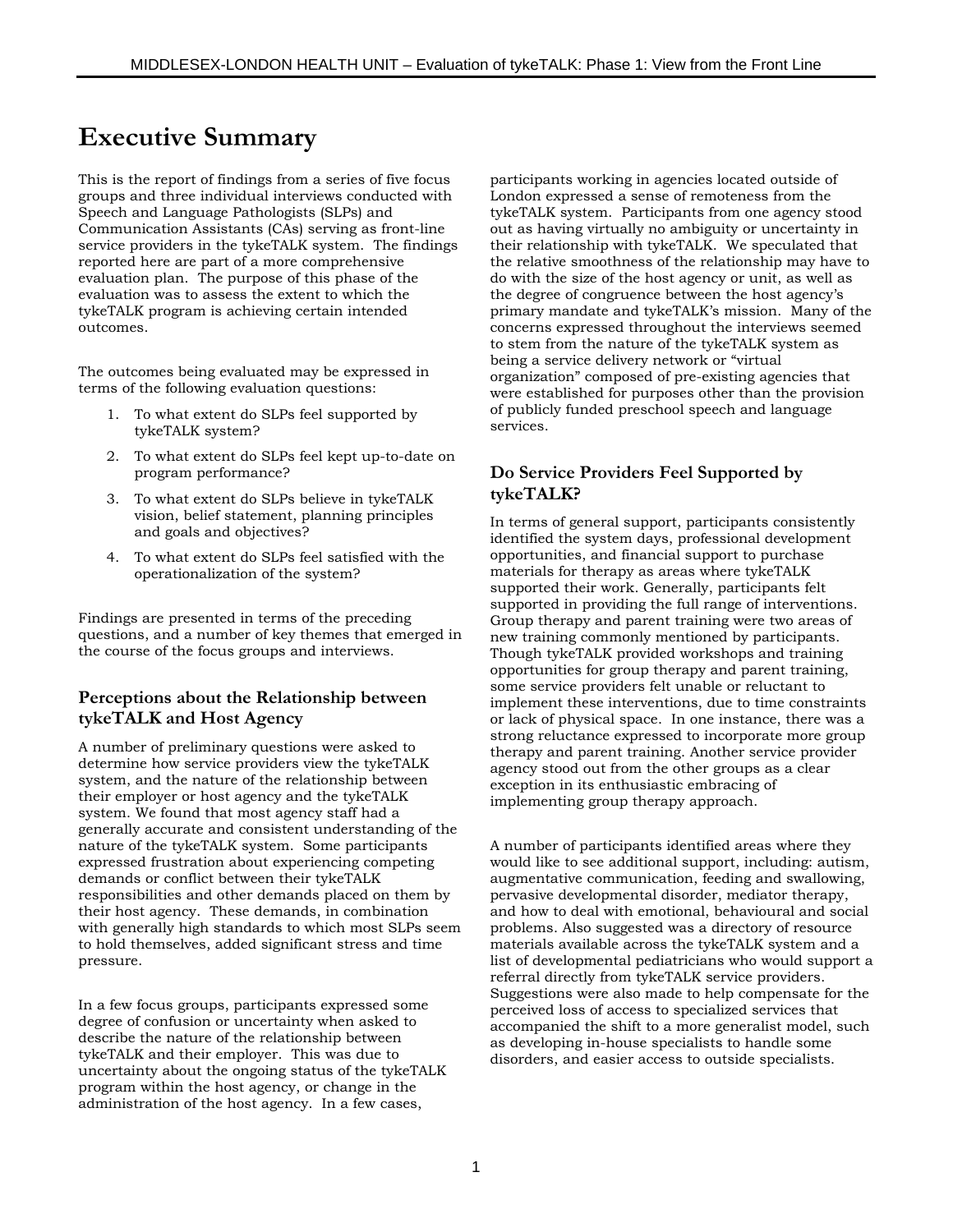# Executive Summary

This is the report of findings from a series of five focus groups and three individual interviews conducted with Speech and Language Pathologists (SLPs) and Communication Assistants (CAs) serving as front-line service providers in the tykeTALK system. The findings reported here are part of a more comprehensive evaluation plan. The purpose of this phase of the evaluation was to assess the extent to which the tykeTALK program is achieving certain intended outcomes.

The outcomes being evaluated may be expressed in terms of the following evaluation questions:

1. To what extent do SLPs feel supported by tykeTALK system?
2. To what extent do SLPs feel kept up-to-date on program performance?
3. To what extent do SLPs believe in tykeTALK vision, belief statement, planning principles and goals and objectives?
4. To what extent do SLPs feel satisfied with the operationalization of the system?

Findings are presented in terms of the preceding questions, and a number of key themes that emerged in the course of the focus groups and interviews.

### Perceptions about the Relationship between tykeTALK and Host Agency

A number of preliminary questions were asked to determine how service providers view the tykeTALK system, and the nature of the relationship between their employer or host agency and the tykeTALK system. We found that most agency staff had a generally accurate and consistent understanding of the nature of the tykeTALK system. Some participants expressed frustration about experiencing competing demands or conflict between their tykeTALK responsibilities and other demands placed on them by their host agency. These demands, in combination with generally high standards to which most SLPs seem to hold themselves, added significant stress and time pressure.

In a few focus groups, participants expressed some degree of confusion or uncertainty when asked to describe the nature of the relationship between tykeTALK and their employer. This was due to uncertainty about the ongoing status of the tykeTALK program within the host agency, or change in the administration of the host agency. In a few cases, participants working in agencies located outside of London expressed a sense of remoteness from the tykeTALK system. Participants from one agency stood out as having virtually no ambiguity or uncertainty in their relationship with tykeTALK. We speculated that the relative smoothness of the relationship may have to do with the size of the host agency or unit, as well as the degree of congruence between the host agency's primary mandate and tykeTALK's mission. Many of the concerns expressed throughout the interviews seemed to stem from the nature of the tykeTALK system as being a service delivery network or "virtual organization" composed of pre-existing agencies that were established for purposes other than the provision of publicly funded preschool speech and language services.

### Do Service Providers Feel Supported by tykeTALK?

In terms of general support, participants consistently identified the system days, professional development opportunities, and financial support to purchase materials for therapy as areas where tykeTALK supported their work. Generally, participants felt supported in providing the full range of interventions. Group therapy and parent training were two areas of new training commonly mentioned by participants. Though tykeTALK provided workshops and training opportunities for group therapy and parent training, some service providers felt unable or reluctant to implement these interventions, due to time constraints or lack of physical space. In one instance, there was a strong reluctance expressed to incorporate more group therapy and parent training. Another service provider agency stood out from the other groups as a clear exception in its enthusiastic embracing of implementing group therapy approach.

A number of participants identified areas where they would like to see additional support, including: autism, augmentative communication, feeding and swallowing, pervasive developmental disorder, mediator therapy, and how to deal with emotional, behavioural and social problems. Also suggested was a directory of resource materials available across the tykeTALK system and a list of developmental pediatricians who would support a referral directly from tykeTALK service providers. Suggestions were also made to help compensate for the perceived loss of access to specialized services that accompanied the shift to a more generalist model, such as developing in-house specialists to handle some disorders, and easier access to outside specialists.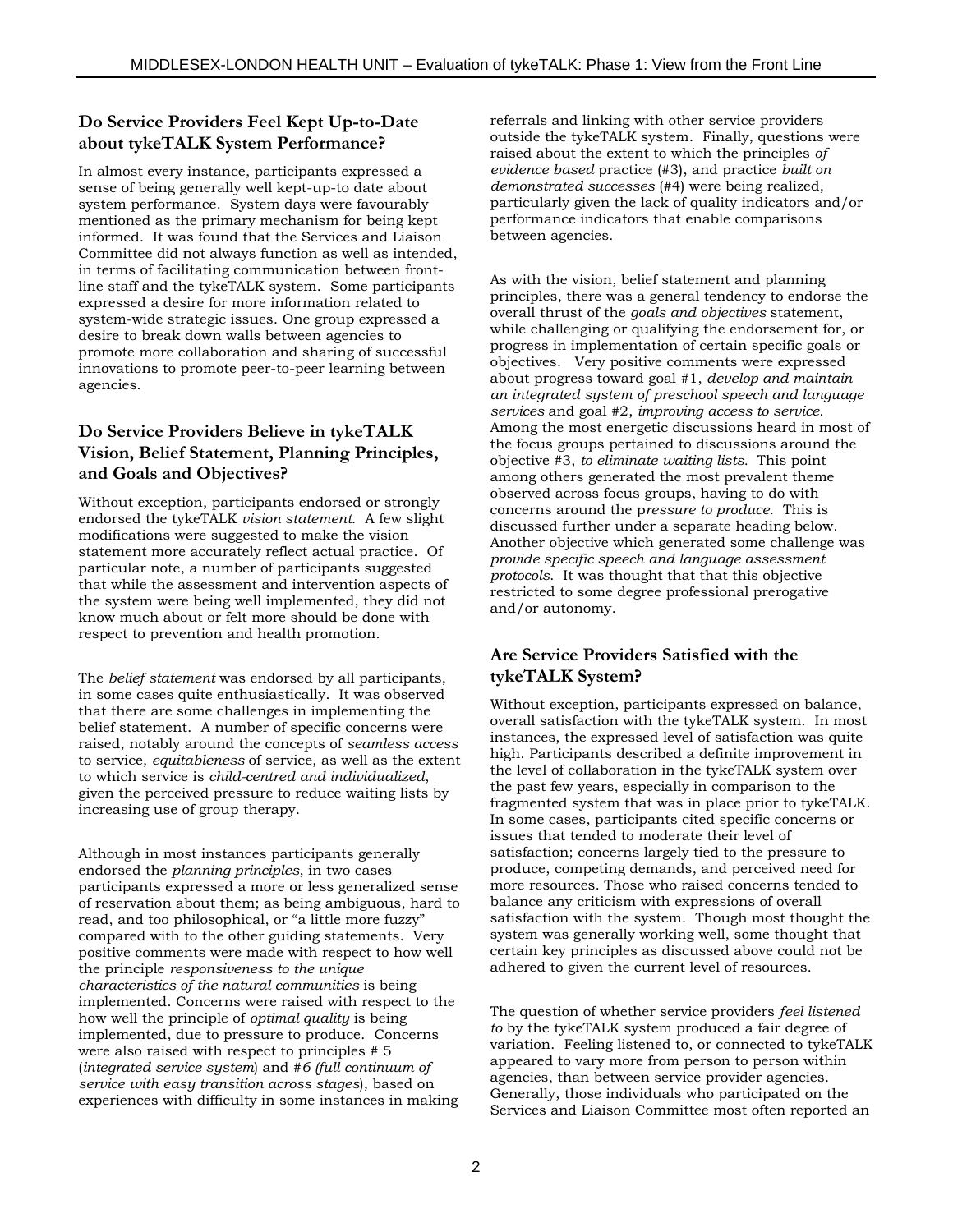### Do Service Providers Feel Kept Up-to-Date about tykeTALK System Performance?

In almost every instance, participants expressed a sense of being generally well kept-up-to date about system performance. System days were favourably mentioned as the primary mechanism for being kept informed. It was found that the Services and Liaison Committee did not always function as well as intended, in terms of facilitating communication between front-line staff and the tykeTALK system. Some participants expressed a desire for more information related to system-wide strategic issues. One group expressed a desire to break down walls between agencies to promote more collaboration and sharing of successful innovations to promote peer-to-peer learning between agencies.

### Do Service Providers Believe in tykeTALK Vision, Belief Statement, Planning Principles, and Goals and Objectives?

Without exception, participants endorsed or strongly endorsed the tykeTALK *vision statement*. A few slight modifications were suggested to make the vision statement more accurately reflect actual practice. Of particular note, a number of participants suggested that while the assessment and intervention aspects of the system were being well implemented, they did not know much about or felt more should be done with respect to prevention and health promotion.

The *belief statement* was endorsed by all participants, in some cases quite enthusiastically. It was observed that there are some challenges in implementing the belief statement. A number of specific concerns were raised, notably around the concepts of *seamless access* to service, *equitableness* of service, as well as the extent to which service is *child-centred and individualized*, given the perceived pressure to reduce waiting lists by increasing use of group therapy.

Although in most instances participants generally endorsed the *planning principles*, in two cases participants expressed a more or less generalized sense of reservation about them; as being ambiguous, hard to read, and too philosophical, or "a little more fuzzy" compared with to the other guiding statements. Very positive comments were made with respect to how well the principle *responsiveness to the unique characteristics of the natural communities* is being implemented. Concerns were raised with respect to the how well the principle of *optimal quality* is being implemented, due to pressure to produce. Concerns were also raised with respect to principles # 5 (*integrated service system*) and #*6 (full continuum of service with easy transition across stages*), based on experiences with difficulty in some instances in making referrals and linking with other service providers outside the tykeTALK system. Finally, questions were raised about the extent to which the principles *of evidence based* practice (#3), and practice *built on demonstrated successes* (#4) were being realized, particularly given the lack of quality indicators and/or performance indicators that enable comparisons between agencies.

As with the vision, belief statement and planning principles, there was a general tendency to endorse the overall thrust of the *goals and objectives* statement, while challenging or qualifying the endorsement for, or progress in implementation of certain specific goals or objectives. Very positive comments were expressed about progress toward goal #1, *develop and maintain an integrated system of preschool speech and language services* and goal #2, *improving access to service*. Among the most energetic discussions heard in most of the focus groups pertained to discussions around the objective #3, *to eliminate waiting lists*. This point among others generated the most prevalent theme observed across focus groups, having to do with concerns around the p*ressure to produce*. This is discussed further under a separate heading below. Another objective which generated some challenge was *provide specific speech and language assessment protocols*. It was thought that that this objective restricted to some degree professional prerogative and/or autonomy.

### Are Service Providers Satisfied with the tykeTALK System?

Without exception, participants expressed on balance, overall satisfaction with the tykeTALK system. In most instances, the expressed level of satisfaction was quite high. Participants described a definite improvement in the level of collaboration in the tykeTALK system over the past few years, especially in comparison to the fragmented system that was in place prior to tykeTALK. In some cases, participants cited specific concerns or issues that tended to moderate their level of satisfaction; concerns largely tied to the pressure to produce, competing demands, and perceived need for more resources. Those who raised concerns tended to balance any criticism with expressions of overall satisfaction with the system. Though most thought the system was generally working well, some thought that certain key principles as discussed above could not be adhered to given the current level of resources.

The question of whether service providers *feel listened to* by the tykeTALK system produced a fair degree of variation. Feeling listened to, or connected to tykeTALK appeared to vary more from person to person within agencies, than between service provider agencies. Generally, those individuals who participated on the Services and Liaison Committee most often reported an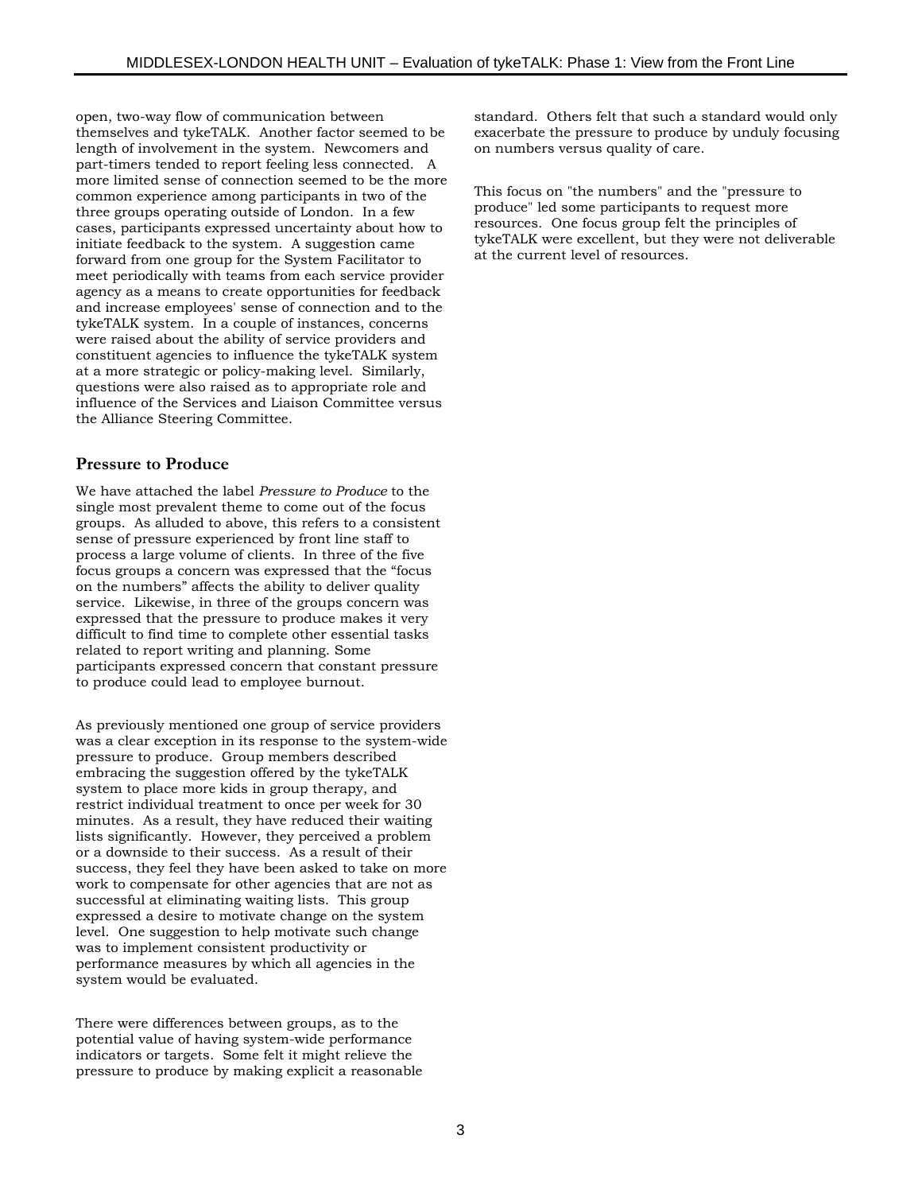open, two-way flow of communication between themselves and tykeTALK. Another factor seemed to be length of involvement in the system. Newcomers and part-timers tended to report feeling less connected. A more limited sense of connection seemed to be the more common experience among participants in two of the three groups operating outside of London. In a few cases, participants expressed uncertainty about how to initiate feedback to the system. A suggestion came forward from one group for the System Facilitator to meet periodically with teams from each service provider agency as a means to create opportunities for feedback and increase employees' sense of connection and to the tykeTALK system. In a couple of instances, concerns were raised about the ability of service providers and constituent agencies to influence the tykeTALK system at a more strategic or policy-making level. Similarly, questions were also raised as to appropriate role and influence of the Services and Liaison Committee versus the Alliance Steering Committee.

## Pressure to Produce

We have attached the label *Pressure to Produce* to the single most prevalent theme to come out of the focus groups. As alluded to above, this refers to a consistent sense of pressure experienced by front line staff to process a large volume of clients. In three of the five focus groups a concern was expressed that the "focus on the numbers" affects the ability to deliver quality service. Likewise, in three of the groups concern was expressed that the pressure to produce makes it very difficult to find time to complete other essential tasks related to report writing and planning. Some participants expressed concern that constant pressure to produce could lead to employee burnout.

As previously mentioned one group of service providers was a clear exception in its response to the system-wide pressure to produce. Group members described embracing the suggestion offered by the tykeTALK system to place more kids in group therapy, and restrict individual treatment to once per week for 30 minutes. As a result, they have reduced their waiting lists significantly. However, they perceived a problem or a downside to their success. As a result of their success, they feel they have been asked to take on more work to compensate for other agencies that are not as successful at eliminating waiting lists. This group expressed a desire to motivate change on the system level. One suggestion to help motivate such change was to implement consistent productivity or performance measures by which all agencies in the system would be evaluated.

There were differences between groups, as to the potential value of having system-wide performance indicators or targets. Some felt it might relieve the pressure to produce by making explicit a reasonable standard. Others felt that such a standard would only exacerbate the pressure to produce by unduly focusing on numbers versus quality of care.

This focus on "the numbers" and the "pressure to produce" led some participants to request more resources. One focus group felt the principles of tykeTALK were excellent, but they were not deliverable at the current level of resources.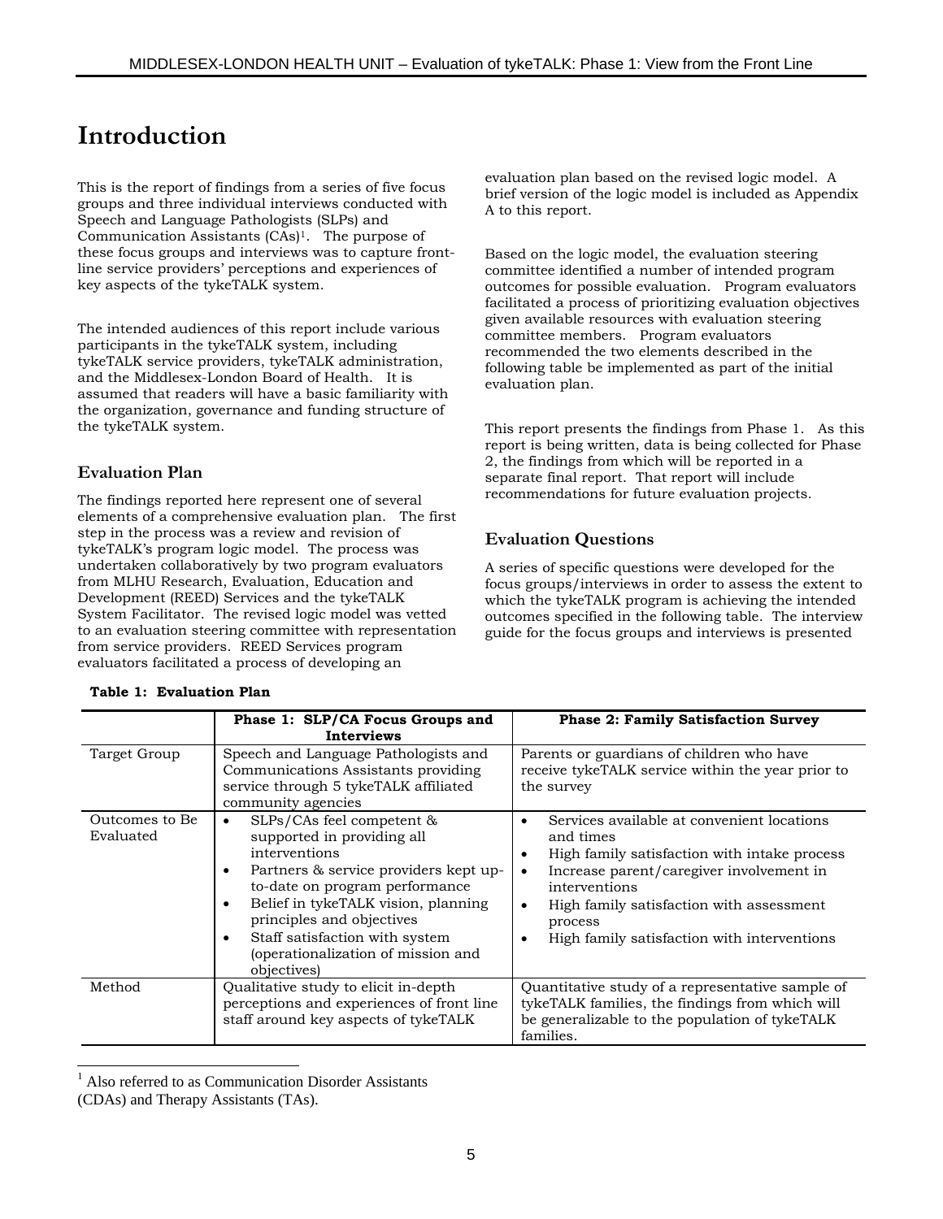# Introduction

This is the report of findings from a series of five focus groups and three individual interviews conducted with Speech and Language Pathologists (SLPs) and Communication Assistants (CAs)[1]. The purpose of these focus groups and interviews was to capture front-line service providers' perceptions and experiences of key aspects of the tykeTALK system.

The intended audiences of this report include various participants in the tykeTALK system, including tykeTALK service providers, tykeTALK administration, and the Middlesex-London Board of Health. It is assumed that readers will have a basic familiarity with the organization, governance and funding structure of the tykeTALK system.

## Evaluation Plan

The findings reported here represent one of several elements of a comprehensive evaluation plan. The first step in the process was a review and revision of tykeTALK's program logic model. The process was undertaken collaboratively by two program evaluators from MLHU Research, Evaluation, Education and Development (REED) Services and the tykeTALK System Facilitator. The revised logic model was vetted to an evaluation steering committee with representation from service providers. REED Services program evaluators facilitated a process of developing an evaluation plan based on the revised logic model. A brief version of the logic model is included as Appendix A to this report.

Based on the logic model, the evaluation steering committee identified a number of intended program outcomes for possible evaluation. Program evaluators facilitated a process of prioritizing evaluation objectives given available resources with evaluation steering committee members. Program evaluators recommended the two elements described in the following table be implemented as part of the initial evaluation plan.

This report presents the findings from Phase 1. As this report is being written, data is being collected for Phase 2, the findings from which will be reported in a separate final report. That report will include recommendations for future evaluation projects.

## Evaluation Questions

A series of specific questions were developed for the focus groups/interviews in order to assess the extent to which the tykeTALK program is achieving the intended outcomes specified in the following table. The interview guide for the focus groups and interviews is presented

**Table 1: Evaluation Plan**

| | Phase 1: SLP/CA Focus Groups and Interviews | Phase 2: Family Satisfaction Survey |
|---|---|---|
| Target Group | Speech and Language Pathologists and Communications Assistants providing service through 5 tykeTALK affiliated community agencies | Parents or guardians of children who have receive tykeTALK service within the year prior to the survey |
| Outcomes to Be Evaluated | • SLPs/CAs feel competent & supported in providing all interventions<br>• Partners & service providers kept up-to-date on program performance<br>• Belief in tykeTALK vision, planning principles and objectives<br>• Staff satisfaction with system (operationalization of mission and objectives) | • Services available at convenient locations and times<br>• High family satisfaction with intake process<br>• Increase parent/caregiver involvement in interventions<br>• High family satisfaction with assessment process<br>• High family satisfaction with interventions |
| Method | Qualitative study to elicit in-depth perceptions and experiences of front line staff around key aspects of tykeTALK | Quantitative study of a representative sample of tykeTALK families, the findings from which will be generalizable to the population of tykeTALK families. |

[1] Also referred to as Communication Disorder Assistants (CDAs) and Therapy Assistants (TAs).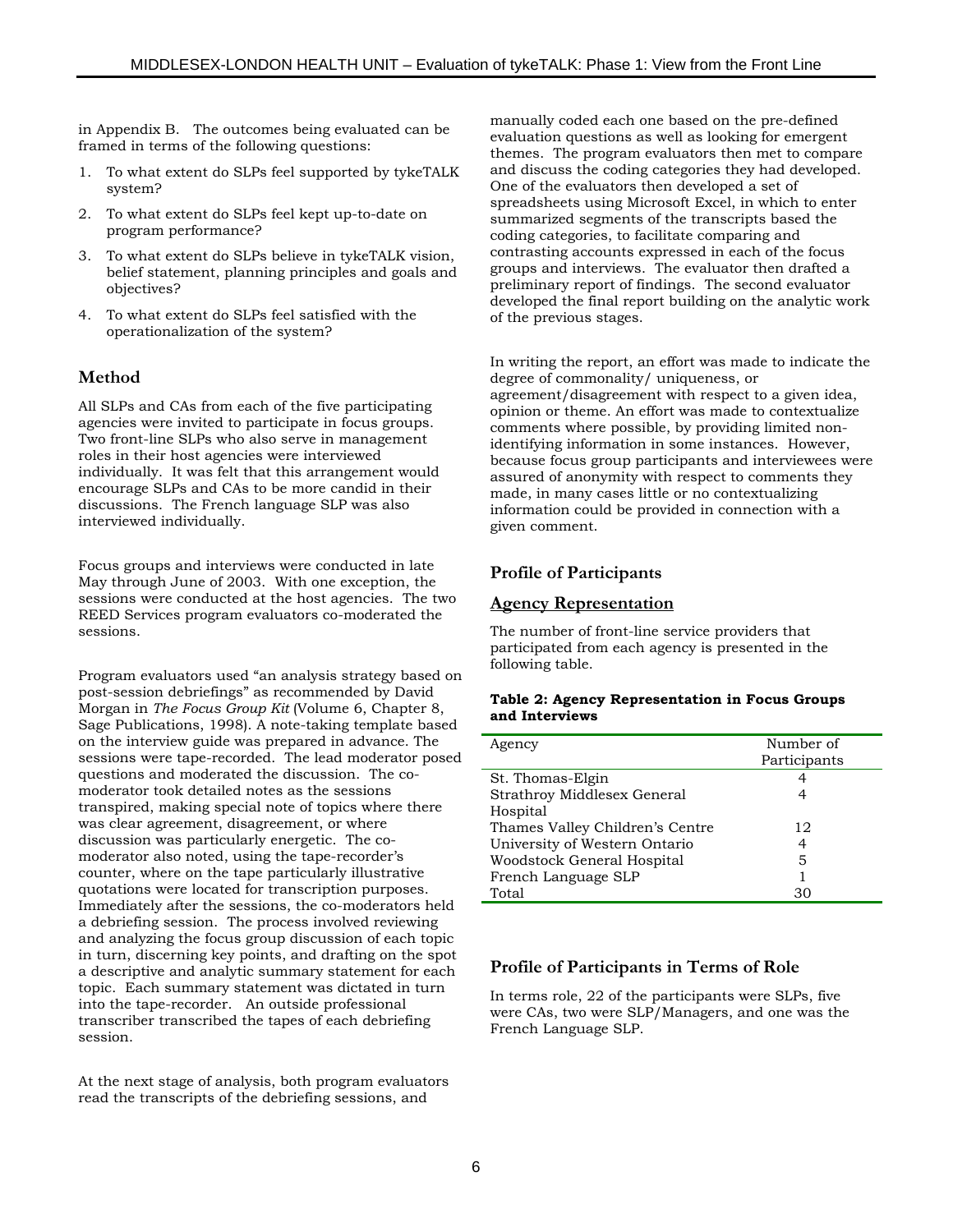in Appendix B. The outcomes being evaluated can be framed in terms of the following questions:

1. To what extent do SLPs feel supported by tykeTALK system?
2. To what extent do SLPs feel kept up-to-date on program performance?
3. To what extent do SLPs believe in tykeTALK vision, belief statement, planning principles and goals and objectives?
4. To what extent do SLPs feel satisfied with the operationalization of the system?

## Method

All SLPs and CAs from each of the five participating agencies were invited to participate in focus groups. Two front-line SLPs who also serve in management roles in their host agencies were interviewed individually. It was felt that this arrangement would encourage SLPs and CAs to be more candid in their discussions. The French language SLP was also interviewed individually.

Focus groups and interviews were conducted in late May through June of 2003. With one exception, the sessions were conducted at the host agencies. The two REED Services program evaluators co-moderated the sessions.

Program evaluators used "an analysis strategy based on post-session debriefings" as recommended by David Morgan in *The Focus Group Kit* (Volume 6, Chapter 8, Sage Publications, 1998). A note-taking template based on the interview guide was prepared in advance. The sessions were tape-recorded. The lead moderator posed questions and moderated the discussion. The co-moderator took detailed notes as the sessions transpired, making special note of topics where there was clear agreement, disagreement, or where discussion was particularly energetic. The co-moderator also noted, using the tape-recorder's counter, where on the tape particularly illustrative quotations were located for transcription purposes. Immediately after the sessions, the co-moderators held a debriefing session. The process involved reviewing and analyzing the focus group discussion of each topic in turn, discerning key points, and drafting on the spot a descriptive and analytic summary statement for each topic. Each summary statement was dictated in turn into the tape-recorder. An outside professional transcriber transcribed the tapes of each debriefing session.

At the next stage of analysis, both program evaluators read the transcripts of the debriefing sessions, and manually coded each one based on the pre-defined evaluation questions as well as looking for emergent themes. The program evaluators then met to compare and discuss the coding categories they had developed. One of the evaluators then developed a set of spreadsheets using Microsoft Excel, in which to enter summarized segments of the transcripts based the coding categories, to facilitate comparing and contrasting accounts expressed in each of the focus groups and interviews. The evaluator then drafted a preliminary report of findings. The second evaluator developed the final report building on the analytic work of the previous stages.

In writing the report, an effort was made to indicate the degree of commonality/ uniqueness, or agreement/disagreement with respect to a given idea, opinion or theme. An effort was made to contextualize comments where possible, by providing limited non-identifying information in some instances. However, because focus group participants and interviewees were assured of anonymity with respect to comments they made, in many cases little or no contextualizing information could be provided in connection with a given comment.

## Profile of Participants

### Agency Representation

The number of front-line service providers that participated from each agency is presented in the following table.

**Table 2: Agency Representation in Focus Groups and Interviews**

| Agency | Number of Participants |
|---|---|
| St. Thomas-Elgin | 4 |
| Strathroy Middlesex General Hospital | 4 |
| Thames Valley Children's Centre | 12 |
| University of Western Ontario | 4 |
| Woodstock General Hospital | 5 |
| French Language SLP | 1 |
| Total | 30 |

## Profile of Participants in Terms of Role

In terms role, 22 of the participants were SLPs, five were CAs, two were SLP/Managers, and one was the French Language SLP.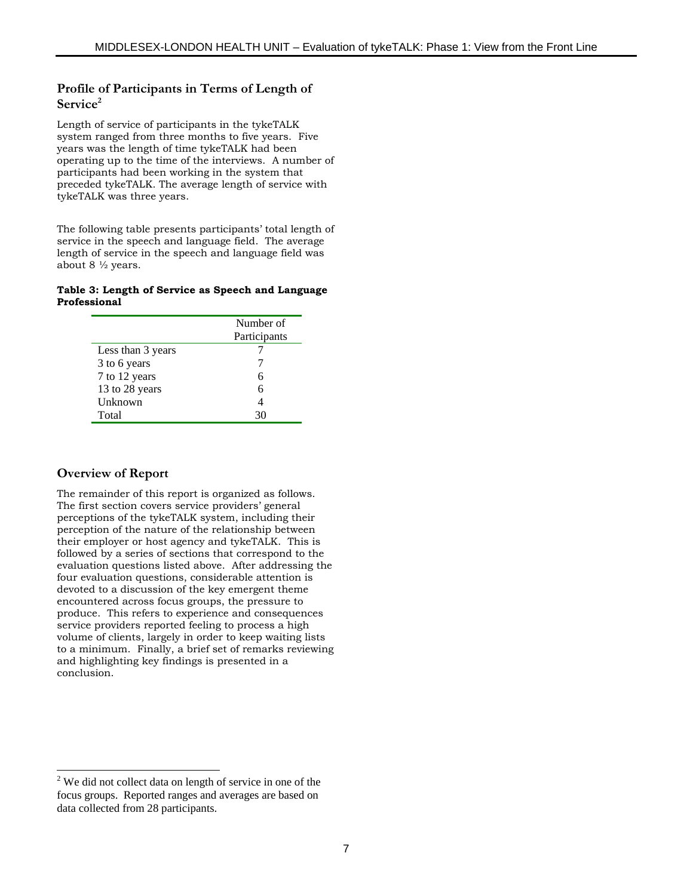## Profile of Participants in Terms of Length of Service[2]

Length of service of participants in the tykeTALK system ranged from three months to five years. Five years was the length of time tykeTALK had been operating up to the time of the interviews. A number of participants had been working in the system that preceded tykeTALK. The average length of service with tykeTALK was three years.

The following table presents participants' total length of service in the speech and language field. The average length of service in the speech and language field was about 8 ½ years.

**Table 3: Length of Service as Speech and Language Professional**

| | Number of Participants |
|---|---|
| Less than 3 years | 7 |
| 3 to 6 years | 7 |
| 7 to 12 years | 6 |
| 13 to 28 years | 6 |
| Unknown | 4 |
| Total | 30 |

## Overview of Report

The remainder of this report is organized as follows. The first section covers service providers' general perceptions of the tykeTALK system, including their perception of the nature of the relationship between their employer or host agency and tykeTALK. This is followed by a series of sections that correspond to the evaluation questions listed above. After addressing the four evaluation questions, considerable attention is devoted to a discussion of the key emergent theme encountered across focus groups, the pressure to produce. This refers to experience and consequences service providers reported feeling to process a high volume of clients, largely in order to keep waiting lists to a minimum. Finally, a brief set of remarks reviewing and highlighting key findings is presented in a conclusion.

---

[2] We did not collect data on length of service in one of the focus groups. Reported ranges and averages are based on data collected from 28 participants.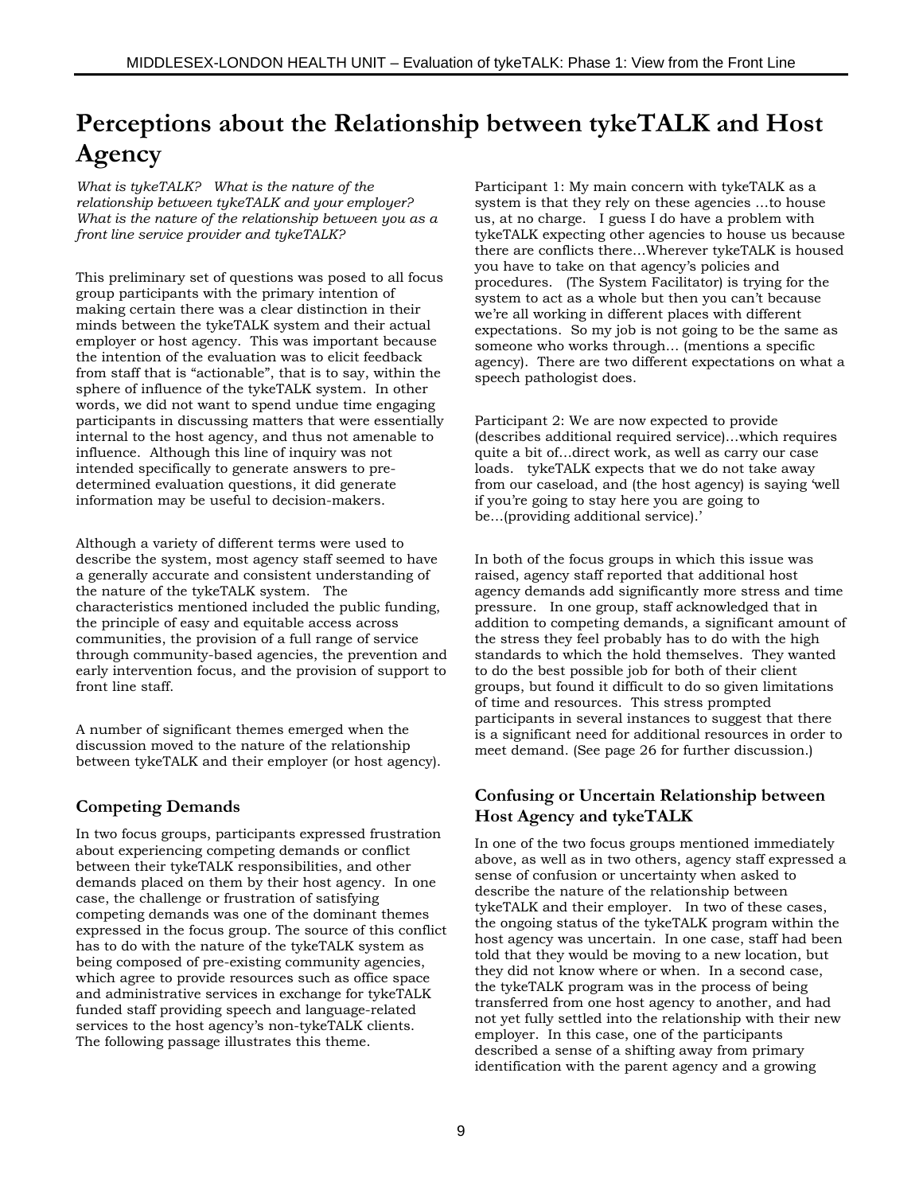# Perceptions about the Relationship between tykeTALK and Host Agency

*What is tykeTALK? What is the nature of the relationship between tykeTALK and your employer? What is the nature of the relationship between you as a front line service provider and tykeTALK?*

This preliminary set of questions was posed to all focus group participants with the primary intention of making certain there was a clear distinction in their minds between the tykeTALK system and their actual employer or host agency. This was important because the intention of the evaluation was to elicit feedback from staff that is "actionable", that is to say, within the sphere of influence of the tykeTALK system. In other words, we did not want to spend undue time engaging participants in discussing matters that were essentially internal to the host agency, and thus not amenable to influence. Although this line of inquiry was not intended specifically to generate answers to pre-determined evaluation questions, it did generate information may be useful to decision-makers.

Although a variety of different terms were used to describe the system, most agency staff seemed to have a generally accurate and consistent understanding of the nature of the tykeTALK system. The characteristics mentioned included the public funding, the principle of easy and equitable access across communities, the provision of a full range of service through community-based agencies, the prevention and early intervention focus, and the provision of support to front line staff.

A number of significant themes emerged when the discussion moved to the nature of the relationship between tykeTALK and their employer (or host agency).

## Competing Demands

In two focus groups, participants expressed frustration about experiencing competing demands or conflict between their tykeTALK responsibilities, and other demands placed on them by their host agency. In one case, the challenge or frustration of satisfying competing demands was one of the dominant themes expressed in the focus group. The source of this conflict has to do with the nature of the tykeTALK system as being composed of pre-existing community agencies, which agree to provide resources such as office space and administrative services in exchange for tykeTALK funded staff providing speech and language-related services to the host agency's non-tykeTALK clients. The following passage illustrates this theme.

Participant 1: My main concern with tykeTALK as a system is that they rely on these agencies …to house us, at no charge. I guess I do have a problem with tykeTALK expecting other agencies to house us because there are conflicts there…Wherever tykeTALK is housed you have to take on that agency's policies and procedures. (The System Facilitator) is trying for the system to act as a whole but then you can't because we're all working in different places with different expectations. So my job is not going to be the same as someone who works through… (mentions a specific agency). There are two different expectations on what a speech pathologist does.

Participant 2: We are now expected to provide (describes additional required service)…which requires quite a bit of…direct work, as well as carry our case loads. tykeTALK expects that we do not take away from our caseload, and (the host agency) is saying 'well if you're going to stay here you are going to be…(providing additional service).'

In both of the focus groups in which this issue was raised, agency staff reported that additional host agency demands add significantly more stress and time pressure. In one group, staff acknowledged that in addition to competing demands, a significant amount of the stress they feel probably has to do with the high standards to which the hold themselves. They wanted to do the best possible job for both of their client groups, but found it difficult to do so given limitations of time and resources. This stress prompted participants in several instances to suggest that there is a significant need for additional resources in order to meet demand. (See page 26 for further discussion.)

## Confusing or Uncertain Relationship between Host Agency and tykeTALK

In one of the two focus groups mentioned immediately above, as well as in two others, agency staff expressed a sense of confusion or uncertainty when asked to describe the nature of the relationship between tykeTALK and their employer. In two of these cases, the ongoing status of the tykeTALK program within the host agency was uncertain. In one case, staff had been told that they would be moving to a new location, but they did not know where or when. In a second case, the tykeTALK program was in the process of being transferred from one host agency to another, and had not yet fully settled into the relationship with their new employer. In this case, one of the participants described a sense of a shifting away from primary identification with the parent agency and a growing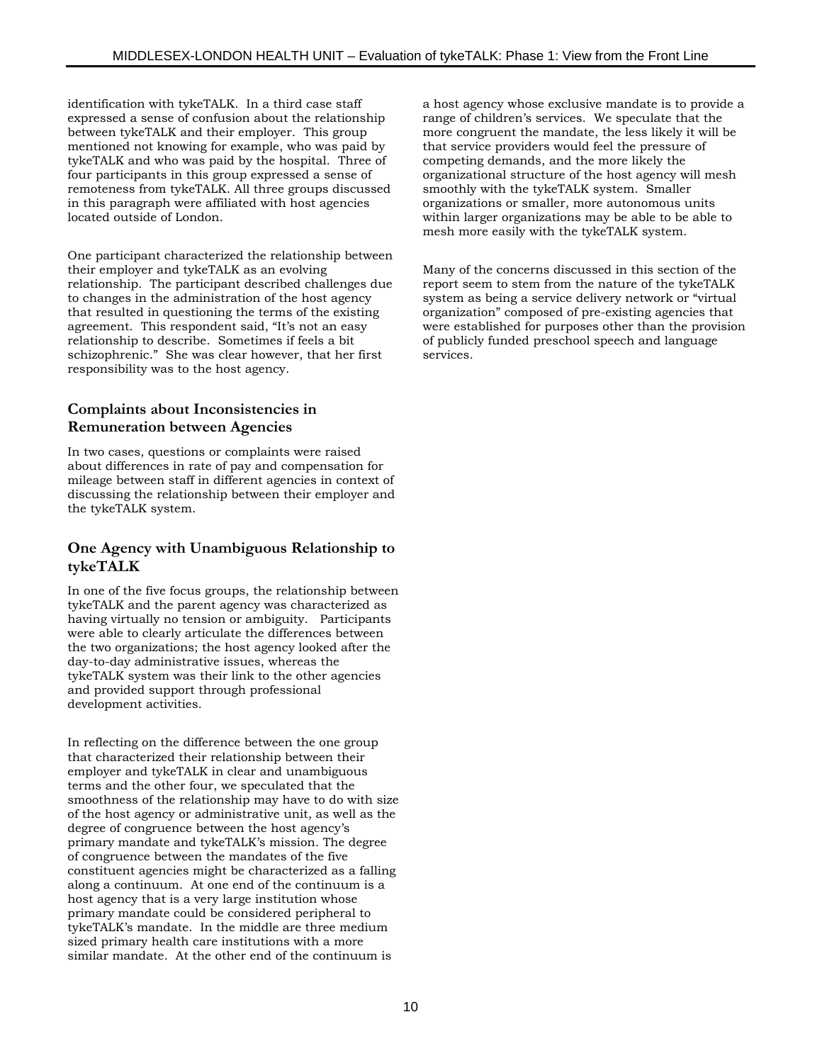identification with tykeTALK. In a third case staff expressed a sense of confusion about the relationship between tykeTALK and their employer. This group mentioned not knowing for example, who was paid by tykeTALK and who was paid by the hospital. Three of four participants in this group expressed a sense of remoteness from tykeTALK. All three groups discussed in this paragraph were affiliated with host agencies located outside of London.

One participant characterized the relationship between their employer and tykeTALK as an evolving relationship. The participant described challenges due to changes in the administration of the host agency that resulted in questioning the terms of the existing agreement. This respondent said, "It's not an easy relationship to describe. Sometimes if feels a bit schizophrenic." She was clear however, that her first responsibility was to the host agency.

### Complaints about Inconsistencies in Remuneration between Agencies

In two cases, questions or complaints were raised about differences in rate of pay and compensation for mileage between staff in different agencies in context of discussing the relationship between their employer and the tykeTALK system.

### One Agency with Unambiguous Relationship to tykeTALK

In one of the five focus groups, the relationship between tykeTALK and the parent agency was characterized as having virtually no tension or ambiguity. Participants were able to clearly articulate the differences between the two organizations; the host agency looked after the day-to-day administrative issues, whereas the tykeTALK system was their link to the other agencies and provided support through professional development activities.

In reflecting on the difference between the one group that characterized their relationship between their employer and tykeTALK in clear and unambiguous terms and the other four, we speculated that the smoothness of the relationship may have to do with size of the host agency or administrative unit, as well as the degree of congruence between the host agency's primary mandate and tykeTALK's mission. The degree of congruence between the mandates of the five constituent agencies might be characterized as a falling along a continuum. At one end of the continuum is a host agency that is a very large institution whose primary mandate could be considered peripheral to tykeTALK's mandate. In the middle are three medium sized primary health care institutions with a more similar mandate. At the other end of the continuum is a host agency whose exclusive mandate is to provide a range of children's services. We speculate that the more congruent the mandate, the less likely it will be that service providers would feel the pressure of competing demands, and the more likely the organizational structure of the host agency will mesh smoothly with the tykeTALK system. Smaller organizations or smaller, more autonomous units within larger organizations may be able to be able to mesh more easily with the tykeTALK system.

Many of the concerns discussed in this section of the report seem to stem from the nature of the tykeTALK system as being a service delivery network or "virtual organization" composed of pre-existing agencies that were established for purposes other than the provision of publicly funded preschool speech and language services.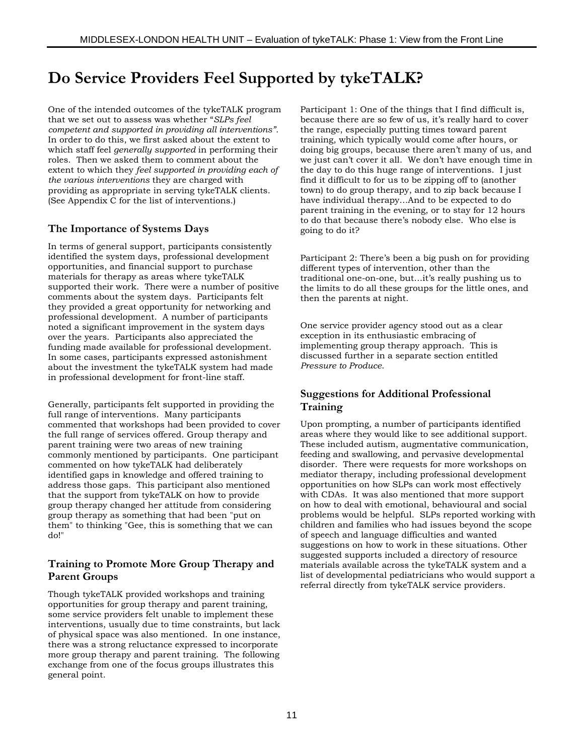# Do Service Providers Feel Supported by tykeTALK?

One of the intended outcomes of the tykeTALK program that we set out to assess was whether "*SLPs feel competent and supported in providing all interventions"*. In order to do this, we first asked about the extent to which staff feel *generally supported* in performing their roles. Then we asked them to comment about the extent to which they *feel supported in providing each of the various interventions* they are charged with providing as appropriate in serving tykeTALK clients. (See Appendix C for the list of interventions.)

## The Importance of Systems Days

In terms of general support, participants consistently identified the system days, professional development opportunities, and financial support to purchase materials for therapy as areas where tykeTALK supported their work. There were a number of positive comments about the system days. Participants felt they provided a great opportunity for networking and professional development. A number of participants noted a significant improvement in the system days over the years. Participants also appreciated the funding made available for professional development. In some cases, participants expressed astonishment about the investment the tykeTALK system had made in professional development for front-line staff.

Generally, participants felt supported in providing the full range of interventions. Many participants commented that workshops had been provided to cover the full range of services offered. Group therapy and parent training were two areas of new training commonly mentioned by participants. One participant commented on how tykeTALK had deliberately identified gaps in knowledge and offered training to address those gaps. This participant also mentioned that the support from tykeTALK on how to provide group therapy changed her attitude from considering group therapy as something that had been "put on them" to thinking "Gee, this is something that we can do!"

## Training to Promote More Group Therapy and Parent Groups

Though tykeTALK provided workshops and training opportunities for group therapy and parent training, some service providers felt unable to implement these interventions, usually due to time constraints, but lack of physical space was also mentioned. In one instance, there was a strong reluctance expressed to incorporate more group therapy and parent training. The following exchange from one of the focus groups illustrates this general point.

Participant 1: One of the things that I find difficult is, because there are so few of us, it's really hard to cover the range, especially putting times toward parent training, which typically would come after hours, or doing big groups, because there aren't many of us, and we just can't cover it all. We don't have enough time in the day to do this huge range of interventions. I just find it difficult to for us to be zipping off to (another town) to do group therapy, and to zip back because I have individual therapy…And to be expected to do parent training in the evening, or to stay for 12 hours to do that because there's nobody else. Who else is going to do it?

Participant 2: There's been a big push on for providing different types of intervention, other than the traditional one-on-one, but…it's really pushing us to the limits to do all these groups for the little ones, and then the parents at night.

One service provider agency stood out as a clear exception in its enthusiastic embracing of implementing group therapy approach. This is discussed further in a separate section entitled *Pressure to Produce*.

## Suggestions for Additional Professional Training

Upon prompting, a number of participants identified areas where they would like to see additional support. These included autism, augmentative communication, feeding and swallowing, and pervasive developmental disorder. There were requests for more workshops on mediator therapy, including professional development opportunities on how SLPs can work most effectively with CDAs. It was also mentioned that more support on how to deal with emotional, behavioural and social problems would be helpful. SLPs reported working with children and families who had issues beyond the scope of speech and language difficulties and wanted suggestions on how to work in these situations. Other suggested supports included a directory of resource materials available across the tykeTALK system and a list of developmental pediatricians who would support a referral directly from tykeTALK service providers.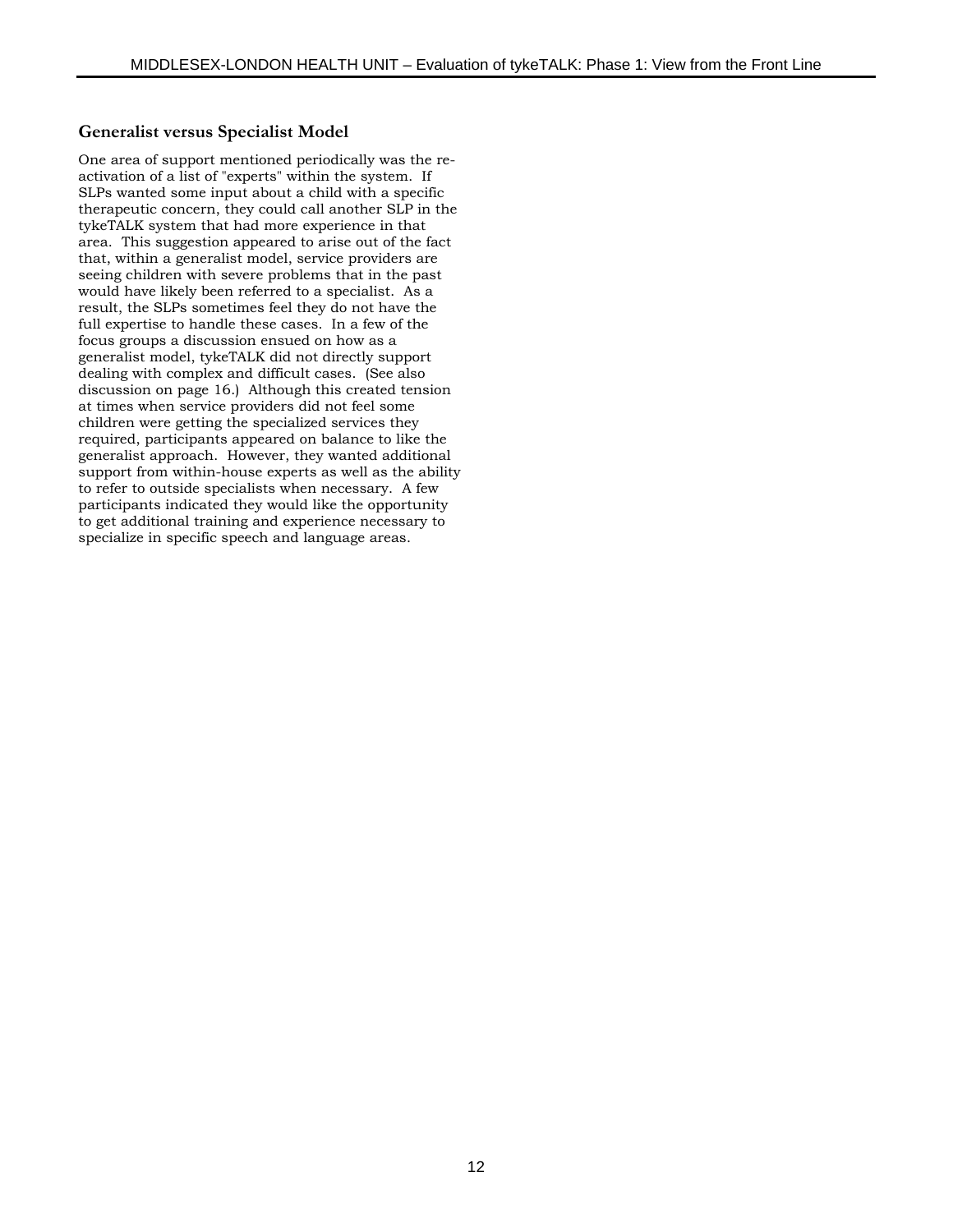### Generalist versus Specialist Model

One area of support mentioned periodically was the re-activation of a list of "experts" within the system. If SLPs wanted some input about a child with a specific therapeutic concern, they could call another SLP in the tykeTALK system that had more experience in that area. This suggestion appeared to arise out of the fact that, within a generalist model, service providers are seeing children with severe problems that in the past would have likely been referred to a specialist. As a result, the SLPs sometimes feel they do not have the full expertise to handle these cases. In a few of the focus groups a discussion ensued on how as a generalist model, tykeTALK did not directly support dealing with complex and difficult cases. (See also discussion on page 16.) Although this created tension at times when service providers did not feel some children were getting the specialized services they required, participants appeared on balance to like the generalist approach. However, they wanted additional support from within-house experts as well as the ability to refer to outside specialists when necessary. A few participants indicated they would like the opportunity to get additional training and experience necessary to specialize in specific speech and language areas.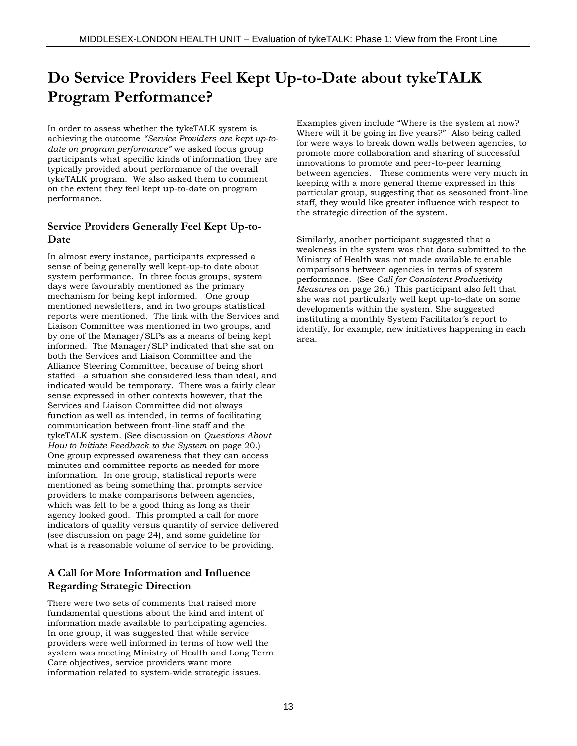# Do Service Providers Feel Kept Up-to-Date about tykeTALK Program Performance?

In order to assess whether the tykeTALK system is achieving the outcome *"Service Providers are kept up-to-date on program performance"* we asked focus group participants what specific kinds of information they are typically provided about performance of the overall tykeTALK program. We also asked them to comment on the extent they feel kept up-to-date on program performance.

## Service Providers Generally Feel Kept Up-to-Date

In almost every instance, participants expressed a sense of being generally well kept-up-to date about system performance. In three focus groups, system days were favourably mentioned as the primary mechanism for being kept informed. One group mentioned newsletters, and in two groups statistical reports were mentioned. The link with the Services and Liaison Committee was mentioned in two groups, and by one of the Manager/SLPs as a means of being kept informed. The Manager/SLP indicated that she sat on both the Services and Liaison Committee and the Alliance Steering Committee, because of being short staffed—a situation she considered less than ideal, and indicated would be temporary. There was a fairly clear sense expressed in other contexts however, that the Services and Liaison Committee did not always function as well as intended, in terms of facilitating communication between front-line staff and the tykeTALK system. (See discussion on *Questions About How to Initiate Feedback to the System* on page 20.) One group expressed awareness that they can access minutes and committee reports as needed for more information. In one group, statistical reports were mentioned as being something that prompts service providers to make comparisons between agencies, which was felt to be a good thing as long as their agency looked good. This prompted a call for more indicators of quality versus quantity of service delivered (see discussion on page 24), and some guideline for what is a reasonable volume of service to be providing.

## A Call for More Information and Influence Regarding Strategic Direction

There were two sets of comments that raised more fundamental questions about the kind and intent of information made available to participating agencies. In one group, it was suggested that while service providers were well informed in terms of how well the system was meeting Ministry of Health and Long Term Care objectives, service providers want more information related to system-wide strategic issues. Examples given include "Where is the system at now? Where will it be going in five years?" Also being called for were ways to break down walls between agencies, to promote more collaboration and sharing of successful innovations to promote and peer-to-peer learning between agencies. These comments were very much in keeping with a more general theme expressed in this particular group, suggesting that as seasoned front-line staff, they would like greater influence with respect to the strategic direction of the system.

Similarly, another participant suggested that a weakness in the system was that data submitted to the Ministry of Health was not made available to enable comparisons between agencies in terms of system performance. (See *Call for Consistent Productivity Measures* on page 26.) This participant also felt that she was not particularly well kept up-to-date on some developments within the system. She suggested instituting a monthly System Facilitator's report to identify, for example, new initiatives happening in each area.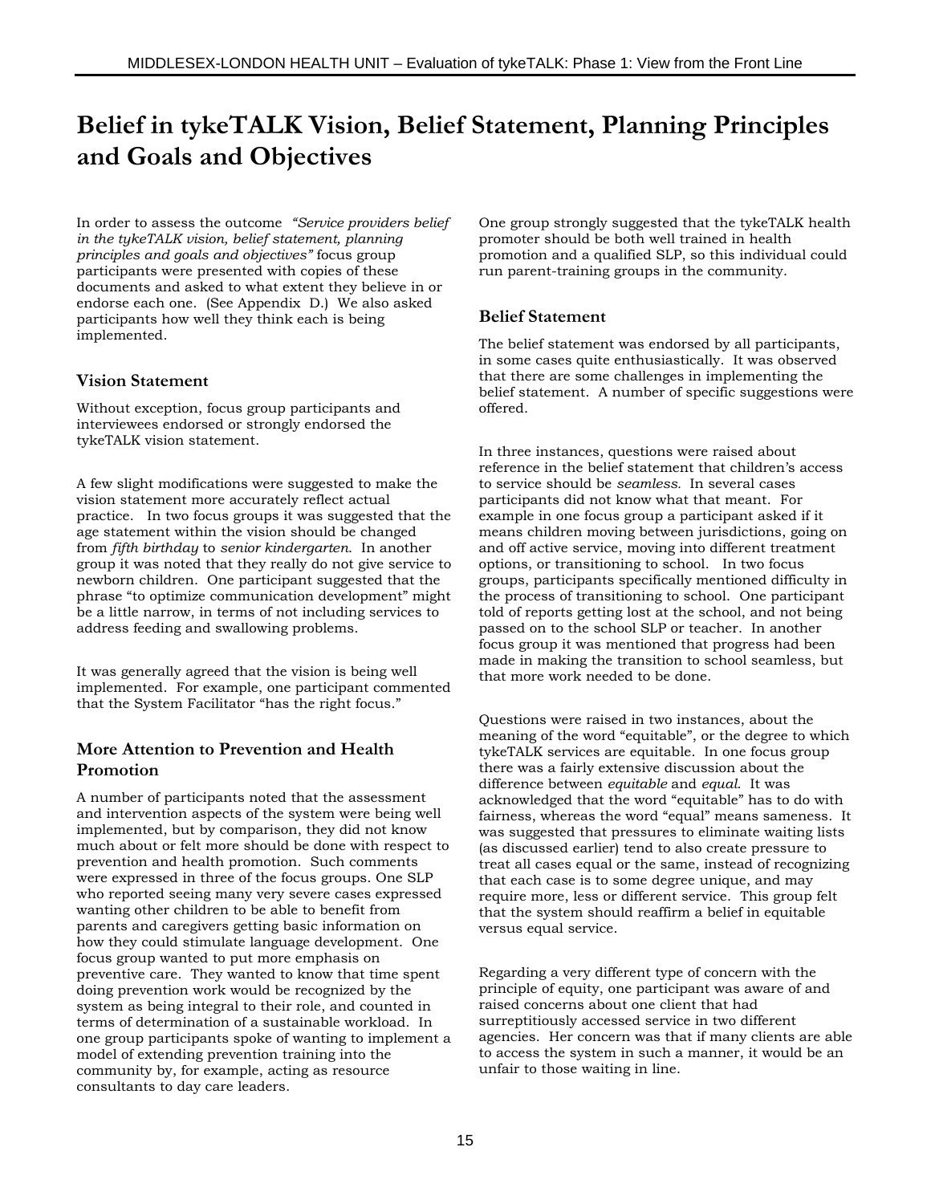# Belief in tykeTALK Vision, Belief Statement, Planning Principles and Goals and Objectives

In order to assess the outcome *"Service providers belief in the tykeTALK vision, belief statement, planning principles and goals and objectives"* focus group participants were presented with copies of these documents and asked to what extent they believe in or endorse each one. (See Appendix D.) We also asked participants how well they think each is being implemented.

## Vision Statement

Without exception, focus group participants and interviewees endorsed or strongly endorsed the tykeTALK vision statement.

A few slight modifications were suggested to make the vision statement more accurately reflect actual practice. In two focus groups it was suggested that the age statement within the vision should be changed from *fifth birthday* to *senior kindergarten*. In another group it was noted that they really do not give service to newborn children. One participant suggested that the phrase "to optimize communication development" might be a little narrow, in terms of not including services to address feeding and swallowing problems.

It was generally agreed that the vision is being well implemented. For example, one participant commented that the System Facilitator "has the right focus."

## More Attention to Prevention and Health Promotion

A number of participants noted that the assessment and intervention aspects of the system were being well implemented, but by comparison, they did not know much about or felt more should be done with respect to prevention and health promotion. Such comments were expressed in three of the focus groups. One SLP who reported seeing many very severe cases expressed wanting other children to be able to benefit from parents and caregivers getting basic information on how they could stimulate language development. One focus group wanted to put more emphasis on preventive care. They wanted to know that time spent doing prevention work would be recognized by the system as being integral to their role, and counted in terms of determination of a sustainable workload. In one group participants spoke of wanting to implement a model of extending prevention training into the community by, for example, acting as resource consultants to day care leaders.

One group strongly suggested that the tykeTALK health promoter should be both well trained in health promotion and a qualified SLP, so this individual could run parent-training groups in the community.

## Belief Statement

The belief statement was endorsed by all participants, in some cases quite enthusiastically. It was observed that there are some challenges in implementing the belief statement. A number of specific suggestions were offered.

In three instances, questions were raised about reference in the belief statement that children's access to service should be *seamless*. In several cases participants did not know what that meant. For example in one focus group a participant asked if it means children moving between jurisdictions, going on and off active service, moving into different treatment options, or transitioning to school. In two focus groups, participants specifically mentioned difficulty in the process of transitioning to school. One participant told of reports getting lost at the school, and not being passed on to the school SLP or teacher. In another focus group it was mentioned that progress had been made in making the transition to school seamless, but that more work needed to be done.

Questions were raised in two instances, about the meaning of the word "equitable", or the degree to which tykeTALK services are equitable. In one focus group there was a fairly extensive discussion about the difference between *equitable* and *equal*. It was acknowledged that the word "equitable" has to do with fairness, whereas the word "equal" means sameness. It was suggested that pressures to eliminate waiting lists (as discussed earlier) tend to also create pressure to treat all cases equal or the same, instead of recognizing that each case is to some degree unique, and may require more, less or different service. This group felt that the system should reaffirm a belief in equitable versus equal service.

Regarding a very different type of concern with the principle of equity, one participant was aware of and raised concerns about one client that had surreptitiously accessed service in two different agencies. Her concern was that if many clients are able to access the system in such a manner, it would be an unfair to those waiting in line.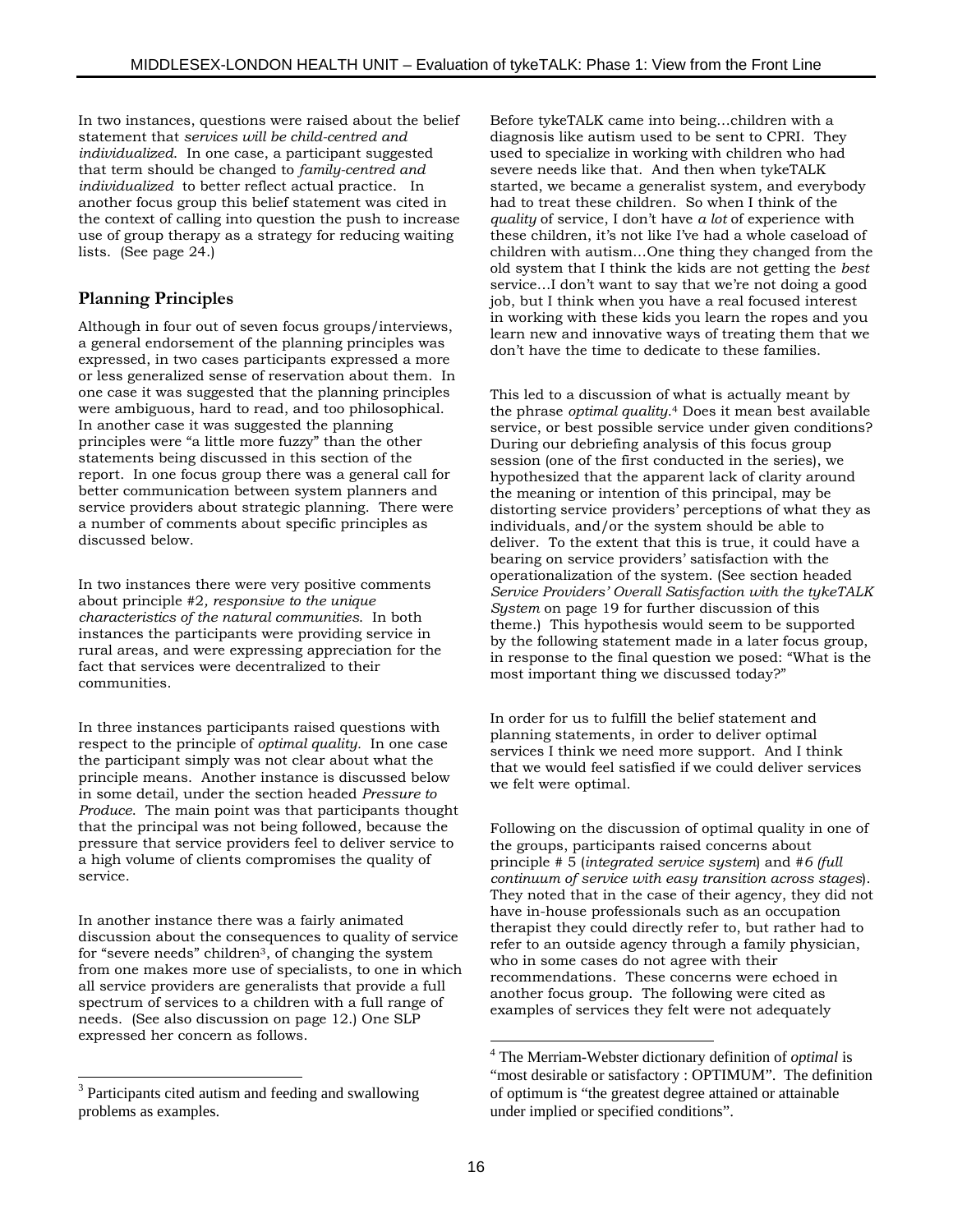In two instances, questions were raised about the belief statement that *services will be child-centred and individualized*. In one case, a participant suggested that term should be changed to *family-centred and individualized* to better reflect actual practice. In another focus group this belief statement was cited in the context of calling into question the push to increase use of group therapy as a strategy for reducing waiting lists. (See page 24.)

## Planning Principles

Although in four out of seven focus groups/interviews, a general endorsement of the planning principles was expressed, in two cases participants expressed a more or less generalized sense of reservation about them. In one case it was suggested that the planning principles were ambiguous, hard to read, and too philosophical. In another case it was suggested the planning principles were "a little more fuzzy" than the other statements being discussed in this section of the report. In one focus group there was a general call for better communication between system planners and service providers about strategic planning. There were a number of comments about specific principles as discussed below.

In two instances there were very positive comments about principle #2, *responsive to the unique characteristics of the natural communities*. In both instances the participants were providing service in rural areas, and were expressing appreciation for the fact that services were decentralized to their communities.

In three instances participants raised questions with respect to the principle of *optimal quality.* In one case the participant simply was not clear about what the principle means. Another instance is discussed below in some detail, under the section headed *Pressure to Produce.* The main point was that participants thought that the principal was not being followed, because the pressure that service providers feel to deliver service to a high volume of clients compromises the quality of service.

In another instance there was a fairly animated discussion about the consequences to quality of service for "severe needs" children[3], of changing the system from one makes more use of specialists, to one in which all service providers are generalists that provide a full spectrum of services to a children with a full range of needs. (See also discussion on page 12.) One SLP expressed her concern as follows.

> Before tykeTALK came into being…children with a diagnosis like autism used to be sent to CPRI. They used to specialize in working with children who had severe needs like that. And then when tykeTALK started, we became a generalist system, and everybody had to treat these children. So when I think of the *quality* of service, I don't have *a lot* of experience with these children, it's not like I've had a whole caseload of children with autism…One thing they changed from the old system that I think the kids are not getting the *best* service…I don't want to say that we're not doing a good job, but I think when you have a real focused interest in working with these kids you learn the ropes and you learn new and innovative ways of treating them that we don't have the time to dedicate to these families.

This led to a discussion of what is actually meant by the phrase *optimal quality*.[4] Does it mean best available service, or best possible service under given conditions? During our debriefing analysis of this focus group session (one of the first conducted in the series), we hypothesized that the apparent lack of clarity around the meaning or intention of this principal, may be distorting service providers' perceptions of what they as individuals, and/or the system should be able to deliver. To the extent that this is true, it could have a bearing on service providers' satisfaction with the operationalization of the system. (See section headed *Service Providers' Overall Satisfaction with the tykeTALK System* on page 19 for further discussion of this theme.) This hypothesis would seem to be supported by the following statement made in a later focus group, in response to the final question we posed: "What is the most important thing we discussed today?"

> In order for us to fulfill the belief statement and planning statements, in order to deliver optimal services I think we need more support. And I think that we would feel satisfied if we could deliver services we felt were optimal.

Following on the discussion of optimal quality in one of the groups, participants raised concerns about principle # 5 (*integrated service system*) and #*6 (full continuum of service with easy transition across stages*). They noted that in the case of their agency, they did not have in-house professionals such as an occupation therapist they could directly refer to, but rather had to refer to an outside agency through a family physician, who in some cases do not agree with their recommendations. These concerns were echoed in another focus group. The following were cited as examples of services they felt were not adequately

---

[3] Participants cited autism and feeding and swallowing problems as examples.

[4] The Merriam-Webster dictionary definition of *optimal* is "most desirable or satisfactory : OPTIMUM". The definition of optimum is "the greatest degree attained or attainable under implied or specified conditions".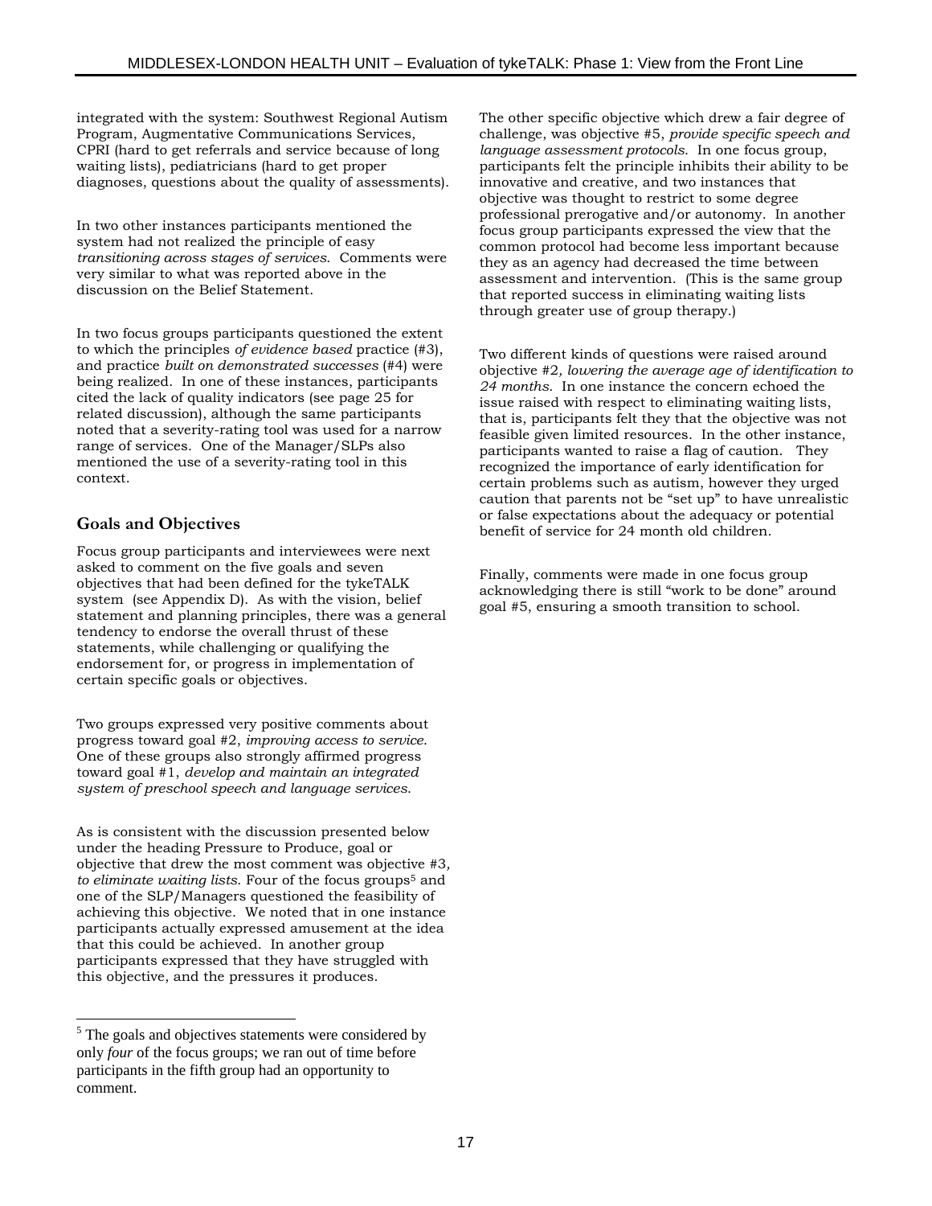integrated with the system: Southwest Regional Autism Program, Augmentative Communications Services, CPRI (hard to get referrals and service because of long waiting lists), pediatricians (hard to get proper diagnoses, questions about the quality of assessments).

In two other instances participants mentioned the system had not realized the principle of easy *transitioning across stages of services*. Comments were very similar to what was reported above in the discussion on the Belief Statement.

In two focus groups participants questioned the extent to which the principles *of evidence based* practice (#3), and practice *built on demonstrated successes* (#4) were being realized. In one of these instances, participants cited the lack of quality indicators (see page 25 for related discussion), although the same participants noted that a severity-rating tool was used for a narrow range of services. One of the Manager/SLPs also mentioned the use of a severity-rating tool in this context.

## Goals and Objectives

Focus group participants and interviewees were next asked to comment on the five goals and seven objectives that had been defined for the tykeTALK system (see Appendix D). As with the vision, belief statement and planning principles, there was a general tendency to endorse the overall thrust of these statements, while challenging or qualifying the endorsement for, or progress in implementation of certain specific goals or objectives.

Two groups expressed very positive comments about progress toward goal #2, *improving access to service*. One of these groups also strongly affirmed progress toward goal #1, *develop and maintain an integrated system of preschool speech and language services*.

As is consistent with the discussion presented below under the heading Pressure to Produce, goal or objective that drew the most comment was objective #3, *to eliminate waiting lists*. Four of the focus groups[5] and one of the SLP/Managers questioned the feasibility of achieving this objective. We noted that in one instance participants actually expressed amusement at the idea that this could be achieved. In another group participants expressed that they have struggled with this objective, and the pressures it produces.

The other specific objective which drew a fair degree of challenge, was objective #5, *provide specific speech and language assessment protocols*. In one focus group, participants felt the principle inhibits their ability to be innovative and creative, and two instances that objective was thought to restrict to some degree professional prerogative and/or autonomy. In another focus group participants expressed the view that the common protocol had become less important because they as an agency had decreased the time between assessment and intervention. (This is the same group that reported success in eliminating waiting lists through greater use of group therapy.)

Two different kinds of questions were raised around objective #2*, lowering the average age of identification to 24 months*. In one instance the concern echoed the issue raised with respect to eliminating waiting lists, that is, participants felt they that the objective was not feasible given limited resources. In the other instance, participants wanted to raise a flag of caution. They recognized the importance of early identification for certain problems such as autism, however they urged caution that parents not be "set up" to have unrealistic or false expectations about the adequacy or potential benefit of service for 24 month old children.

Finally, comments were made in one focus group acknowledging there is still "work to be done" around goal #5, ensuring a smooth transition to school.

---

[5] The goals and objectives statements were considered by only *four* of the focus groups; we ran out of time before participants in the fifth group had an opportunity to comment.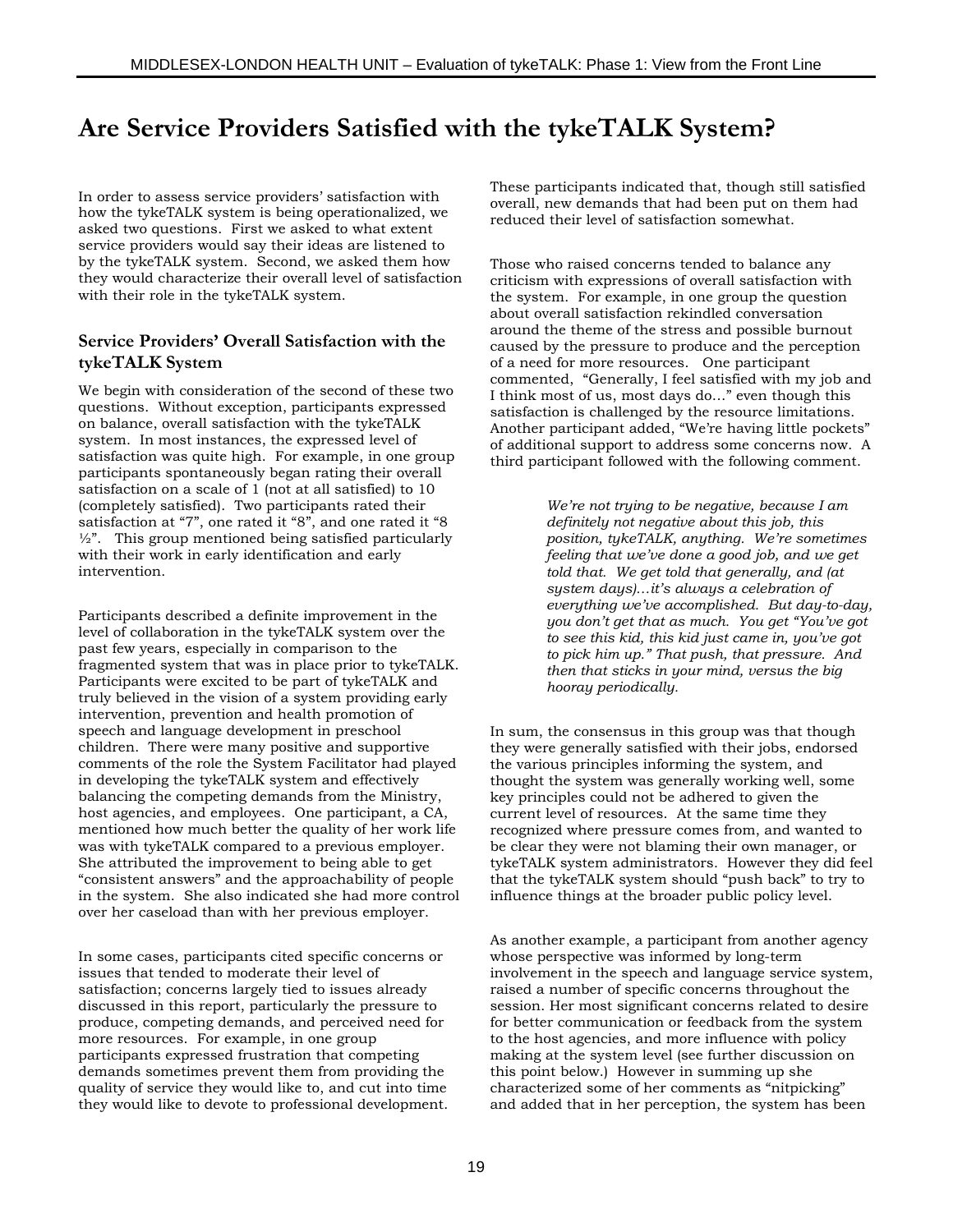# Are Service Providers Satisfied with the tykeTALK System?

In order to assess service providers' satisfaction with how the tykeTALK system is being operationalized, we asked two questions. First we asked to what extent service providers would say their ideas are listened to by the tykeTALK system. Second, we asked them how they would characterize their overall level of satisfaction with their role in the tykeTALK system.

## Service Providers' Overall Satisfaction with the tykeTALK System

We begin with consideration of the second of these two questions. Without exception, participants expressed on balance, overall satisfaction with the tykeTALK system. In most instances, the expressed level of satisfaction was quite high. For example, in one group participants spontaneously began rating their overall satisfaction on a scale of 1 (not at all satisfied) to 10 (completely satisfied). Two participants rated their satisfaction at "7", one rated it "8", and one rated it "8 ½". This group mentioned being satisfied particularly with their work in early identification and early intervention.

Participants described a definite improvement in the level of collaboration in the tykeTALK system over the past few years, especially in comparison to the fragmented system that was in place prior to tykeTALK. Participants were excited to be part of tykeTALK and truly believed in the vision of a system providing early intervention, prevention and health promotion of speech and language development in preschool children. There were many positive and supportive comments of the role the System Facilitator had played in developing the tykeTALK system and effectively balancing the competing demands from the Ministry, host agencies, and employees. One participant, a CA, mentioned how much better the quality of her work life was with tykeTALK compared to a previous employer. She attributed the improvement to being able to get "consistent answers" and the approachability of people in the system. She also indicated she had more control over her caseload than with her previous employer.

In some cases, participants cited specific concerns or issues that tended to moderate their level of satisfaction; concerns largely tied to issues already discussed in this report, particularly the pressure to produce, competing demands, and perceived need for more resources. For example, in one group participants expressed frustration that competing demands sometimes prevent them from providing the quality of service they would like to, and cut into time they would like to devote to professional development. These participants indicated that, though still satisfied overall, new demands that had been put on them had reduced their level of satisfaction somewhat.

Those who raised concerns tended to balance any criticism with expressions of overall satisfaction with the system. For example, in one group the question about overall satisfaction rekindled conversation around the theme of the stress and possible burnout caused by the pressure to produce and the perception of a need for more resources. One participant commented, "Generally, I feel satisfied with my job and I think most of us, most days do…" even though this satisfaction is challenged by the resource limitations. Another participant added, "We're having little pockets" of additional support to address some concerns now. A third participant followed with the following comment.

> *We're not trying to be negative, because I am definitely not negative about this job, this position, tykeTALK, anything. We're sometimes feeling that we've done a good job, and we get told that. We get told that generally, and (at system days)…it's always a celebration of everything we've accomplished. But day-to-day, you don't get that as much. You get "You've got to see this kid, this kid just came in, you've got to pick him up." That push, that pressure. And then that sticks in your mind, versus the big hooray periodically.*

In sum, the consensus in this group was that though they were generally satisfied with their jobs, endorsed the various principles informing the system, and thought the system was generally working well, some key principles could not be adhered to given the current level of resources. At the same time they recognized where pressure comes from, and wanted to be clear they were not blaming their own manager, or tykeTALK system administrators. However they did feel that the tykeTALK system should "push back" to try to influence things at the broader public policy level.

As another example, a participant from another agency whose perspective was informed by long-term involvement in the speech and language service system, raised a number of specific concerns throughout the session. Her most significant concerns related to desire for better communication or feedback from the system to the host agencies, and more influence with policy making at the system level (see further discussion on this point below.) However in summing up she characterized some of her comments as "nitpicking" and added that in her perception, the system has been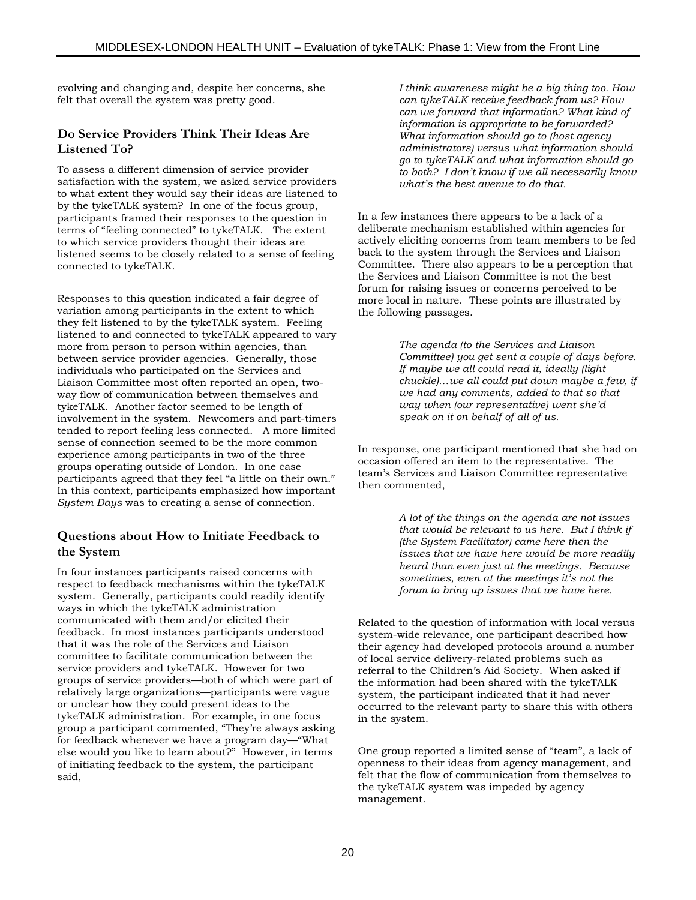evolving and changing and, despite her concerns, she felt that overall the system was pretty good.

## Do Service Providers Think Their Ideas Are Listened To?

To assess a different dimension of service provider satisfaction with the system, we asked service providers to what extent they would say their ideas are listened to by the tykeTALK system? In one of the focus group, participants framed their responses to the question in terms of "feeling connected" to tykeTALK. The extent to which service providers thought their ideas are listened seems to be closely related to a sense of feeling connected to tykeTALK.

Responses to this question indicated a fair degree of variation among participants in the extent to which they felt listened to by the tykeTALK system. Feeling listened to and connected to tykeTALK appeared to vary more from person to person within agencies, than between service provider agencies. Generally, those individuals who participated on the Services and Liaison Committee most often reported an open, two-way flow of communication between themselves and tykeTALK. Another factor seemed to be length of involvement in the system. Newcomers and part-timers tended to report feeling less connected. A more limited sense of connection seemed to be the more common experience among participants in two of the three groups operating outside of London. In one case participants agreed that they feel "a little on their own." In this context, participants emphasized how important *System Days* was to creating a sense of connection.

## Questions about How to Initiate Feedback to the System

In four instances participants raised concerns with respect to feedback mechanisms within the tykeTALK system. Generally, participants could readily identify ways in which the tykeTALK administration communicated with them and/or elicited their feedback. In most instances participants understood that it was the role of the Services and Liaison committee to facilitate communication between the service providers and tykeTALK. However for two groups of service providers—both of which were part of relatively large organizations—participants were vague or unclear how they could present ideas to the tykeTALK administration. For example, in one focus group a participant commented, "They're always asking for feedback whenever we have a program day—"What else would you like to learn about?" However, in terms of initiating feedback to the system, the participant said,

> *I think awareness might be a big thing too. How can tykeTALK receive feedback from us? How can we forward that information? What kind of information is appropriate to be forwarded? What information should go to (host agency administrators) versus what information should go to tykeTALK and what information should go to both? I don't know if we all necessarily know what's the best avenue to do that.*

In a few instances there appears to be a lack of a deliberate mechanism established within agencies for actively eliciting concerns from team members to be fed back to the system through the Services and Liaison Committee. There also appears to be a perception that the Services and Liaison Committee is not the best forum for raising issues or concerns perceived to be more local in nature. These points are illustrated by the following passages.

> *The agenda (to the Services and Liaison Committee) you get sent a couple of days before. If maybe we all could read it, ideally (light chuckle)…we all could put down maybe a few, if we had any comments, added to that so that way when (our representative) went she'd speak on it on behalf of all of us.*

In response, one participant mentioned that she had on occasion offered an item to the representative. The team's Services and Liaison Committee representative then commented,

> *A lot of the things on the agenda are not issues that would be relevant to us here. But I think if (the System Facilitator) came here then the issues that we have here would be more readily heard than even just at the meetings. Because sometimes, even at the meetings it's not the forum to bring up issues that we have here.*

Related to the question of information with local versus system-wide relevance, one participant described how their agency had developed protocols around a number of local service delivery-related problems such as referral to the Children's Aid Society. When asked if the information had been shared with the tykeTALK system, the participant indicated that it had never occurred to the relevant party to share this with others in the system.

One group reported a limited sense of "team", a lack of openness to their ideas from agency management, and felt that the flow of communication from themselves to the tykeTALK system was impeded by agency management.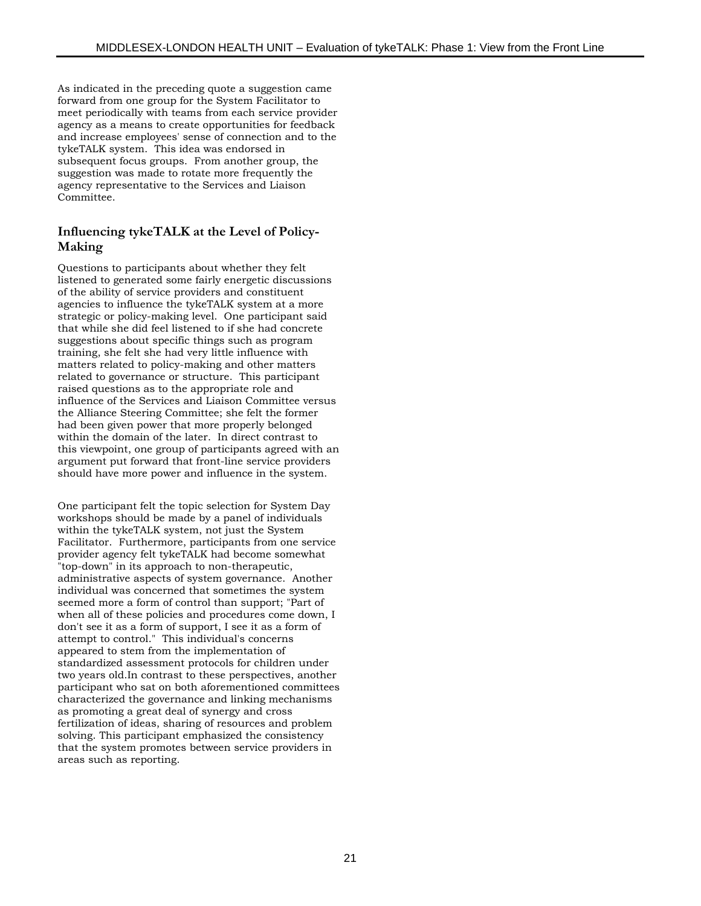As indicated in the preceding quote a suggestion came forward from one group for the System Facilitator to meet periodically with teams from each service provider agency as a means to create opportunities for feedback and increase employees' sense of connection and to the tykeTALK system. This idea was endorsed in subsequent focus groups. From another group, the suggestion was made to rotate more frequently the agency representative to the Services and Liaison Committee.

### Influencing tykeTALK at the Level of Policy-Making

Questions to participants about whether they felt listened to generated some fairly energetic discussions of the ability of service providers and constituent agencies to influence the tykeTALK system at a more strategic or policy-making level. One participant said that while she did feel listened to if she had concrete suggestions about specific things such as program training, she felt she had very little influence with matters related to policy-making and other matters related to governance or structure. This participant raised questions as to the appropriate role and influence of the Services and Liaison Committee versus the Alliance Steering Committee; she felt the former had been given power that more properly belonged within the domain of the later. In direct contrast to this viewpoint, one group of participants agreed with an argument put forward that front-line service providers should have more power and influence in the system.

One participant felt the topic selection for System Day workshops should be made by a panel of individuals within the tykeTALK system, not just the System Facilitator. Furthermore, participants from one service provider agency felt tykeTALK had become somewhat "top-down" in its approach to non-therapeutic, administrative aspects of system governance. Another individual was concerned that sometimes the system seemed more a form of control than support; "Part of when all of these policies and procedures come down, I don't see it as a form of support, I see it as a form of attempt to control." This individual's concerns appeared to stem from the implementation of standardized assessment protocols for children under two years old.In contrast to these perspectives, another participant who sat on both aforementioned committees characterized the governance and linking mechanisms as promoting a great deal of synergy and cross fertilization of ideas, sharing of resources and problem solving. This participant emphasized the consistency that the system promotes between service providers in areas such as reporting.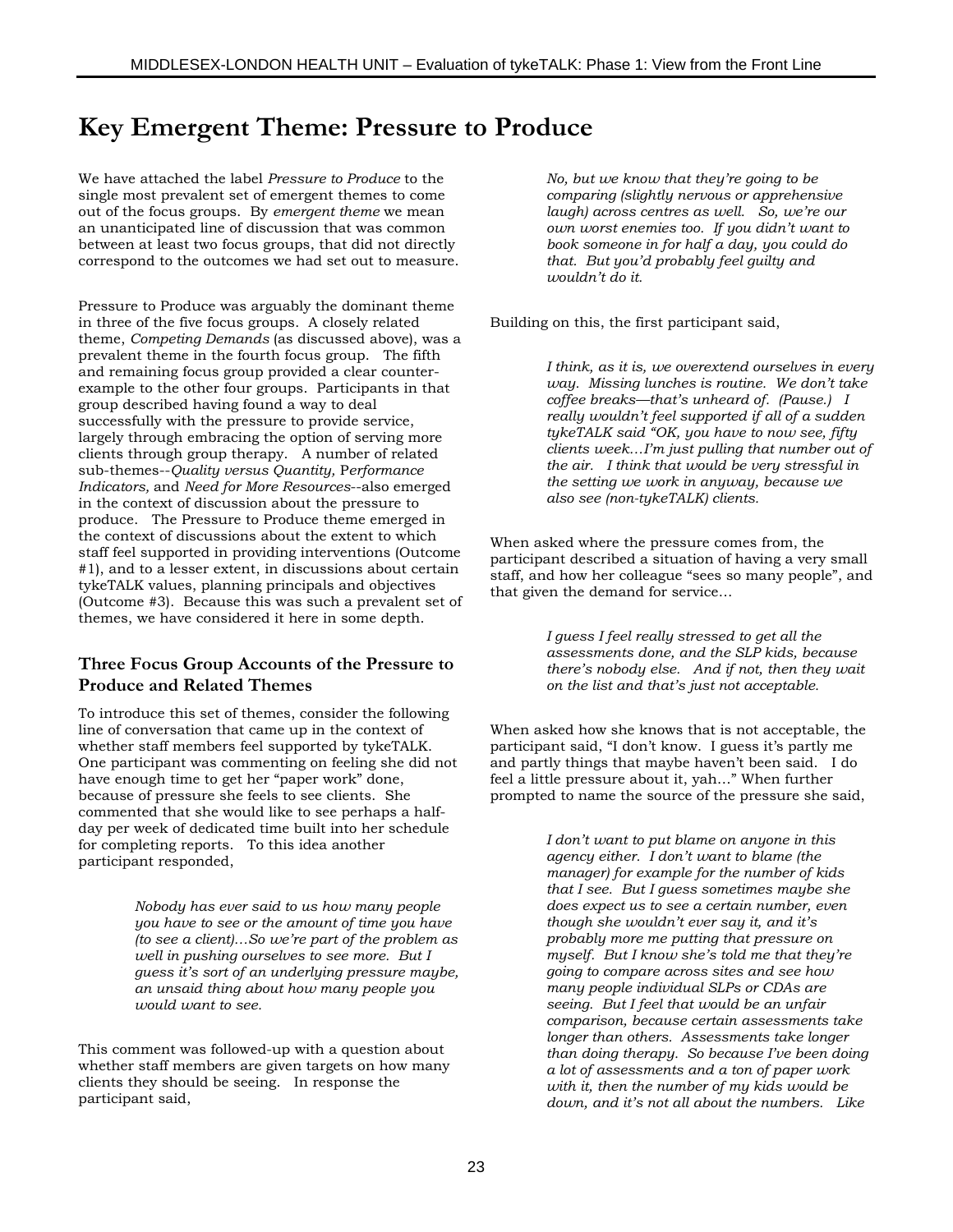# Key Emergent Theme: Pressure to Produce

We have attached the label *Pressure to Produce* to the single most prevalent set of emergent themes to come out of the focus groups. By *emergent theme* we mean an unanticipated line of discussion that was common between at least two focus groups, that did not directly correspond to the outcomes we had set out to measure.

Pressure to Produce was arguably the dominant theme in three of the five focus groups. A closely related theme, *Competing Demands* (as discussed above), was a prevalent theme in the fourth focus group. The fifth and remaining focus group provided a clear counter-example to the other four groups. Participants in that group described having found a way to deal successfully with the pressure to provide service, largely through embracing the option of serving more clients through group therapy. A number of related sub-themes--*Quality versus Quantity,* P*erformance Indicators,* and *Need for More Resources*--also emerged in the context of discussion about the pressure to produce. The Pressure to Produce theme emerged in the context of discussions about the extent to which staff feel supported in providing interventions (Outcome #1), and to a lesser extent, in discussions about certain tykeTALK values, planning principals and objectives (Outcome #3). Because this was such a prevalent set of themes, we have considered it here in some depth.

### Three Focus Group Accounts of the Pressure to Produce and Related Themes

To introduce this set of themes, consider the following line of conversation that came up in the context of whether staff members feel supported by tykeTALK. One participant was commenting on feeling she did not have enough time to get her "paper work" done, because of pressure she feels to see clients. She commented that she would like to see perhaps a half-day per week of dedicated time built into her schedule for completing reports. To this idea another participant responded,

> *Nobody has ever said to us how many people you have to see or the amount of time you have (to see a client)…So we're part of the problem as well in pushing ourselves to see more. But I guess it's sort of an underlying pressure maybe, an unsaid thing about how many people you would want to see.*

This comment was followed-up with a question about whether staff members are given targets on how many clients they should be seeing. In response the participant said,

> *No, but we know that they're going to be comparing (slightly nervous or apprehensive laugh) across centres as well. So, we're our own worst enemies too. If you didn't want to book someone in for half a day, you could do that. But you'd probably feel guilty and wouldn't do it.*

Building on this, the first participant said,

> *I think, as it is, we overextend ourselves in every way. Missing lunches is routine. We don't take coffee breaks—that's unheard of. (Pause.) I really wouldn't feel supported if all of a sudden tykeTALK said "OK, you have to now see, fifty clients week…I'm just pulling that number out of the air. I think that would be very stressful in the setting we work in anyway, because we also see (non-tykeTALK) clients.*

When asked where the pressure comes from, the participant described a situation of having a very small staff, and how her colleague "sees so many people", and that given the demand for service…

> *I guess I feel really stressed to get all the assessments done, and the SLP kids, because there's nobody else. And if not, then they wait on the list and that's just not acceptable.*

When asked how she knows that is not acceptable, the participant said, "I don't know. I guess it's partly me and partly things that maybe haven't been said. I do feel a little pressure about it, yah…" When further prompted to name the source of the pressure she said,

> *I don't want to put blame on anyone in this agency either. I don't want to blame (the manager) for example for the number of kids that I see. But I guess sometimes maybe she does expect us to see a certain number, even though she wouldn't ever say it, and it's probably more me putting that pressure on myself. But I know she's told me that they're going to compare across sites and see how many people individual SLPs or CDAs are seeing. But I feel that would be an unfair comparison, because certain assessments take longer than others. Assessments take longer than doing therapy. So because I've been doing a lot of assessments and a ton of paper work with it, then the number of my kids would be down, and it's not all about the numbers. Like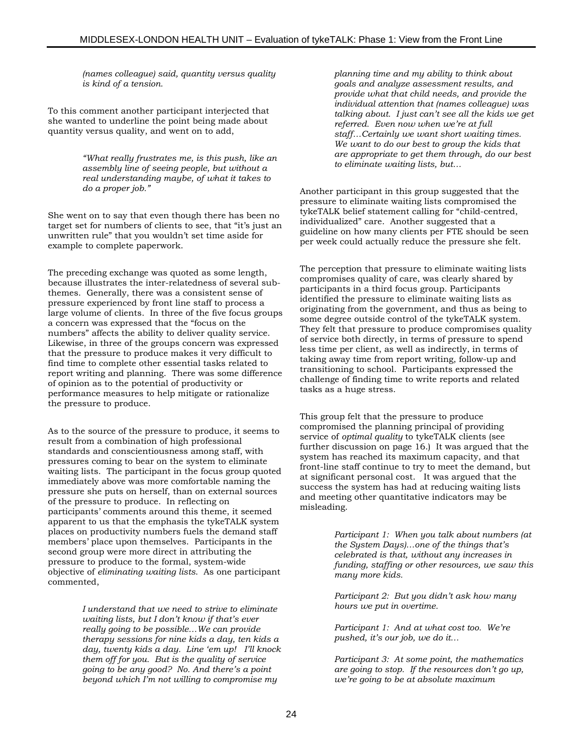*(names colleague) said, quantity versus quality is kind of a tension.*

To this comment another participant interjected that she wanted to underline the point being made about quantity versus quality, and went on to add,

> *"What really frustrates me, is this push, like an assembly line of seeing people, but without a real understanding maybe, of what it takes to do a proper job."*

She went on to say that even though there has been no target set for numbers of clients to see, that "it's just an unwritten rule" that you wouldn't set time aside for example to complete paperwork.

The preceding exchange was quoted as some length, because illustrates the inter-relatedness of several sub-themes. Generally, there was a consistent sense of pressure experienced by front line staff to process a large volume of clients. In three of the five focus groups a concern was expressed that the "focus on the numbers" affects the ability to deliver quality service. Likewise, in three of the groups concern was expressed that the pressure to produce makes it very difficult to find time to complete other essential tasks related to report writing and planning. There was some difference of opinion as to the potential of productivity or performance measures to help mitigate or rationalize the pressure to produce.

As to the source of the pressure to produce, it seems to result from a combination of high professional standards and conscientiousness among staff, with pressures coming to bear on the system to eliminate waiting lists. The participant in the focus group quoted immediately above was more comfortable naming the pressure she puts on herself, than on external sources of the pressure to produce. In reflecting on participants' comments around this theme, it seemed apparent to us that the emphasis the tykeTALK system places on productivity numbers fuels the demand staff members' place upon themselves. Participants in the second group were more direct in attributing the pressure to produce to the formal, system-wide objective of *eliminating waiting lists*. As one participant commented,

> *I understand that we need to strive to eliminate waiting lists, but I don't know if that's ever really going to be possible…We can provide therapy sessions for nine kids a day, ten kids a day, twenty kids a day. Line 'em up! I'll knock them off for you. But is the quality of service going to be any good? No. And there's a point beyond which I'm not willing to compromise my planning time and my ability to think about goals and analyze assessment results, and provide what that child needs, and provide the individual attention that (names colleague) was talking about. I just can't see all the kids we get referred. Even now when we're at full staff…Certainly we want short waiting times. We want to do our best to group the kids that are appropriate to get them through, do our best to eliminate waiting lists, but…*

Another participant in this group suggested that the pressure to eliminate waiting lists compromised the tykeTALK belief statement calling for "child-centred, individualized" care. Another suggested that a guideline on how many clients per FTE should be seen per week could actually reduce the pressure she felt.

The perception that pressure to eliminate waiting lists compromises quality of care, was clearly shared by participants in a third focus group. Participants identified the pressure to eliminate waiting lists as originating from the government, and thus as being to some degree outside control of the tykeTALK system. They felt that pressure to produce compromises quality of service both directly, in terms of pressure to spend less time per client, as well as indirectly, in terms of taking away time from report writing, follow-up and transitioning to school. Participants expressed the challenge of finding time to write reports and related tasks as a huge stress.

This group felt that the pressure to produce compromised the planning principal of providing service of *optimal quality* to tykeTALK clients (see further discussion on page 16.) It was argued that the system has reached its maximum capacity, and that front-line staff continue to try to meet the demand, but at significant personal cost. It was argued that the success the system has had at reducing waiting lists and meeting other quantitative indicators may be misleading.

> *Participant 1: When you talk about numbers (at the System Days)…one of the things that's celebrated is that, without any increases in funding, staffing or other resources, we saw this many more kids.*
>
> *Participant 2: But you didn't ask how many hours we put in overtime.*
>
> *Participant 1: And at what cost too. We're pushed, it's our job, we do it…*
>
> *Participant 3: At some point, the mathematics are going to stop. If the resources don't go up, we're going to be at absolute maximum*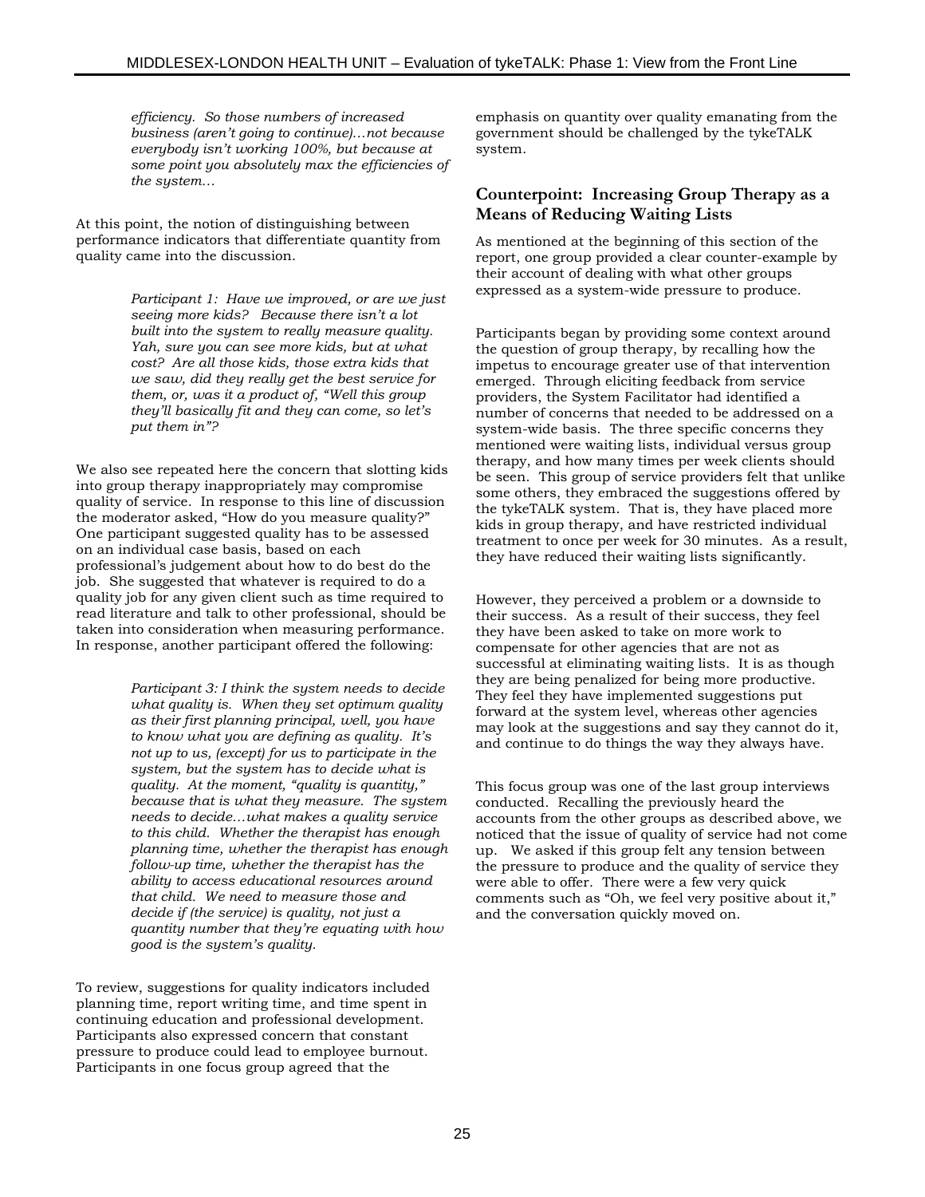*efficiency. So those numbers of increased business (aren't going to continue)…not because everybody isn't working 100%, but because at some point you absolutely max the efficiencies of the system…*

At this point, the notion of distinguishing between performance indicators that differentiate quantity from quality came into the discussion.

> *Participant 1: Have we improved, or are we just seeing more kids? Because there isn't a lot built into the system to really measure quality. Yah, sure you can see more kids, but at what cost? Are all those kids, those extra kids that we saw, did they really get the best service for them, or, was it a product of, "Well this group they'll basically fit and they can come, so let's put them in"?*

We also see repeated here the concern that slotting kids into group therapy inappropriately may compromise quality of service. In response to this line of discussion the moderator asked, "How do you measure quality?" One participant suggested quality has to be assessed on an individual case basis, based on each professional's judgement about how to do best do the job. She suggested that whatever is required to do a quality job for any given client such as time required to read literature and talk to other professional, should be taken into consideration when measuring performance. In response, another participant offered the following:

> *Participant 3: I think the system needs to decide what quality is. When they set optimum quality as their first planning principal, well, you have to know what you are defining as quality. It's not up to us, (except) for us to participate in the system, but the system has to decide what is quality. At the moment, "quality is quantity," because that is what they measure. The system needs to decide…what makes a quality service to this child. Whether the therapist has enough planning time, whether the therapist has enough follow-up time, whether the therapist has the ability to access educational resources around that child. We need to measure those and decide if (the service) is quality, not just a quantity number that they're equating with how good is the system's quality.*

To review, suggestions for quality indicators included planning time, report writing time, and time spent in continuing education and professional development. Participants also expressed concern that constant pressure to produce could lead to employee burnout. Participants in one focus group agreed that the emphasis on quantity over quality emanating from the government should be challenged by the tykeTALK system.

## Counterpoint: Increasing Group Therapy as a Means of Reducing Waiting Lists

As mentioned at the beginning of this section of the report, one group provided a clear counter-example by their account of dealing with what other groups expressed as a system-wide pressure to produce.

Participants began by providing some context around the question of group therapy, by recalling how the impetus to encourage greater use of that intervention emerged. Through eliciting feedback from service providers, the System Facilitator had identified a number of concerns that needed to be addressed on a system-wide basis. The three specific concerns they mentioned were waiting lists, individual versus group therapy, and how many times per week clients should be seen. This group of service providers felt that unlike some others, they embraced the suggestions offered by the tykeTALK system. That is, they have placed more kids in group therapy, and have restricted individual treatment to once per week for 30 minutes. As a result, they have reduced their waiting lists significantly.

However, they perceived a problem or a downside to their success. As a result of their success, they feel they have been asked to take on more work to compensate for other agencies that are not as successful at eliminating waiting lists. It is as though they are being penalized for being more productive. They feel they have implemented suggestions put forward at the system level, whereas other agencies may look at the suggestions and say they cannot do it, and continue to do things the way they always have.

This focus group was one of the last group interviews conducted. Recalling the previously heard the accounts from the other groups as described above, we noticed that the issue of quality of service had not come up. We asked if this group felt any tension between the pressure to produce and the quality of service they were able to offer. There were a few very quick comments such as "Oh, we feel very positive about it," and the conversation quickly moved on.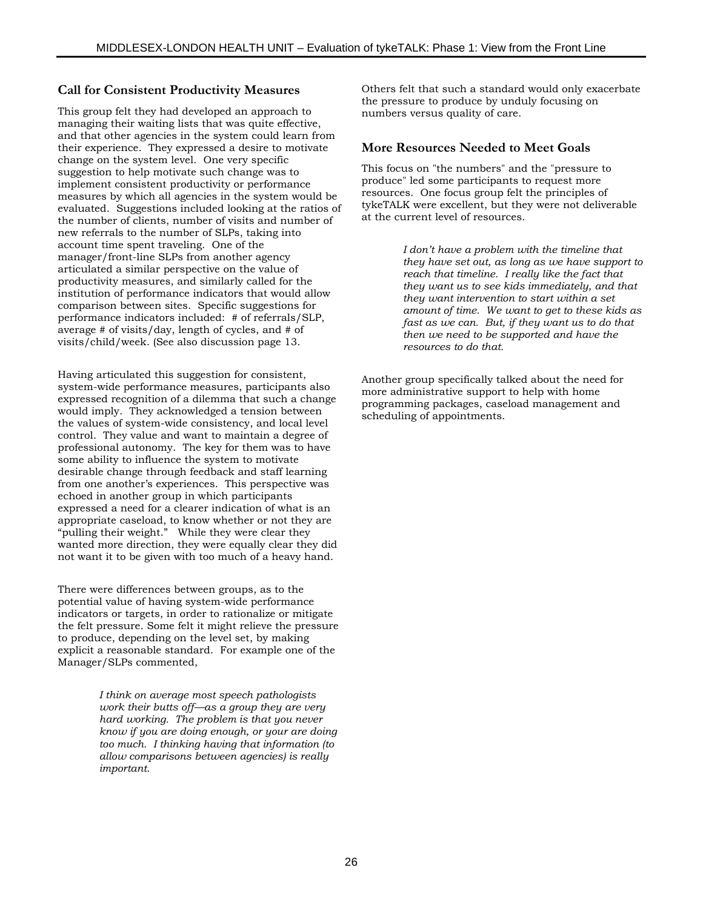### Call for Consistent Productivity Measures

This group felt they had developed an approach to managing their waiting lists that was quite effective, and that other agencies in the system could learn from their experience. They expressed a desire to motivate change on the system level. One very specific suggestion to help motivate such change was to implement consistent productivity or performance measures by which all agencies in the system would be evaluated. Suggestions included looking at the ratios of the number of clients, number of visits and number of new referrals to the number of SLPs, taking into account time spent traveling. One of the manager/front-line SLPs from another agency articulated a similar perspective on the value of productivity measures, and similarly called for the institution of performance indicators that would allow comparison between sites. Specific suggestions for performance indicators included: # of referrals/SLP, average # of visits/day, length of cycles, and # of visits/child/week. (See also discussion page 13.

Having articulated this suggestion for consistent, system-wide performance measures, participants also expressed recognition of a dilemma that such a change would imply. They acknowledged a tension between the values of system-wide consistency, and local level control. They value and want to maintain a degree of professional autonomy. The key for them was to have some ability to influence the system to motivate desirable change through feedback and staff learning from one another's experiences. This perspective was echoed in another group in which participants expressed a need for a clearer indication of what is an appropriate caseload, to know whether or not they are "pulling their weight." While they were clear they wanted more direction, they were equally clear they did not want it to be given with too much of a heavy hand.

There were differences between groups, as to the potential value of having system-wide performance indicators or targets, in order to rationalize or mitigate the felt pressure. Some felt it might relieve the pressure to produce, depending on the level set, by making explicit a reasonable standard. For example one of the Manager/SLPs commented,

> *I think on average most speech pathologists work their butts off—as a group they are very hard working. The problem is that you never know if you are doing enough, or your are doing too much. I thinking having that information (to allow comparisons between agencies) is really important.*

Others felt that such a standard would only exacerbate the pressure to produce by unduly focusing on numbers versus quality of care.

### More Resources Needed to Meet Goals

This focus on "the numbers" and the "pressure to produce" led some participants to request more resources. One focus group felt the principles of tykeTALK were excellent, but they were not deliverable at the current level of resources.

> *I don't have a problem with the timeline that they have set out, as long as we have support to reach that timeline. I really like the fact that they want us to see kids immediately, and that they want intervention to start within a set amount of time. We want to get to these kids as fast as we can. But, if they want us to do that then we need to be supported and have the resources to do that.*

Another group specifically talked about the need for more administrative support to help with home programming packages, caseload management and scheduling of appointments.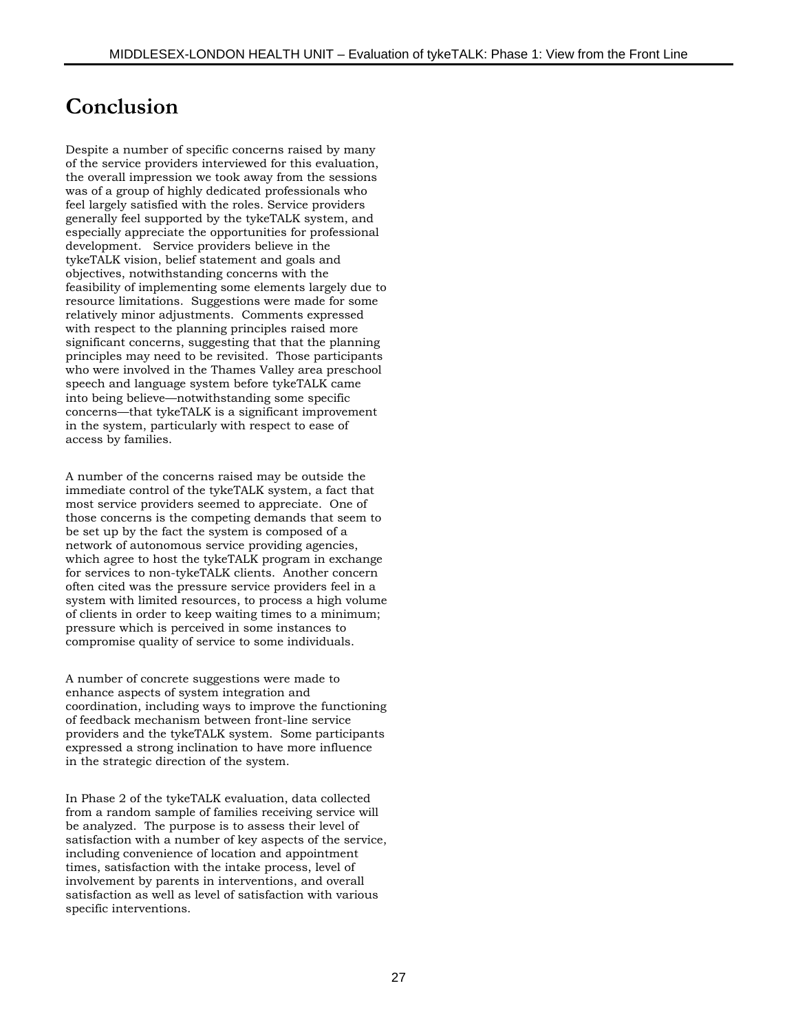# Conclusion

Despite a number of specific concerns raised by many of the service providers interviewed for this evaluation, the overall impression we took away from the sessions was of a group of highly dedicated professionals who feel largely satisfied with the roles. Service providers generally feel supported by the tykeTALK system, and especially appreciate the opportunities for professional development. Service providers believe in the tykeTALK vision, belief statement and goals and objectives, notwithstanding concerns with the feasibility of implementing some elements largely due to resource limitations. Suggestions were made for some relatively minor adjustments. Comments expressed with respect to the planning principles raised more significant concerns, suggesting that that the planning principles may need to be revisited. Those participants who were involved in the Thames Valley area preschool speech and language system before tykeTALK came into being believe—notwithstanding some specific concerns—that tykeTALK is a significant improvement in the system, particularly with respect to ease of access by families.

A number of the concerns raised may be outside the immediate control of the tykeTALK system, a fact that most service providers seemed to appreciate. One of those concerns is the competing demands that seem to be set up by the fact the system is composed of a network of autonomous service providing agencies, which agree to host the tykeTALK program in exchange for services to non-tykeTALK clients. Another concern often cited was the pressure service providers feel in a system with limited resources, to process a high volume of clients in order to keep waiting times to a minimum; pressure which is perceived in some instances to compromise quality of service to some individuals.

A number of concrete suggestions were made to enhance aspects of system integration and coordination, including ways to improve the functioning of feedback mechanism between front-line service providers and the tykeTALK system. Some participants expressed a strong inclination to have more influence in the strategic direction of the system.

In Phase 2 of the tykeTALK evaluation, data collected from a random sample of families receiving service will be analyzed. The purpose is to assess their level of satisfaction with a number of key aspects of the service, including convenience of location and appointment times, satisfaction with the intake process, level of involvement by parents in interventions, and overall satisfaction as well as level of satisfaction with various specific interventions.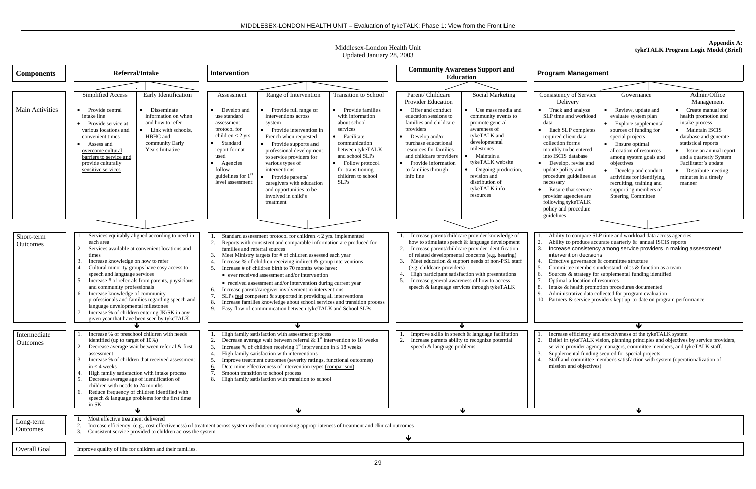Middlesex-London Health Unit
Updated January 28, 2003

**Appendix A:**
**tykeTALK Program Logic Model (Brief)**

| Components | Referral/Intake | | Intervention | | | Community Awareness Support and Education | | Program Management | | |
|---|---|---|---|---|---|---|---|---|---|---|
| | Simplified Access | Early Identification | Assessment | Range of Intervention | Transition to School | Parent/ Childcare Provider Education | Social Marketing | Consistency of Service Delivery | Governance | Admin/Office Management |
| Main Activities | • Provide central intake line<br>• Provide service at various locations and convenient times<br>• Assess and overcome cultural barriers to service and provide culturally sensitive services | • Disseminate information on when and how to refer<br>• Link with schools, HBHC and community Early Years Initiative | • Develop and use standard assessment protocol for children < 2 yrs.<br>• Standard report format used<br>• Agencies follow guidelines for 1st level assessment | • Provide full range of interventions across system<br>• Provide intervention in French when requested<br>• Provide supports and professional development to service providers for various types of interventions<br>• Provide parents/ caregivers with education and opportunities to be involved in child's treatment | • Provide families with information about school services<br>• Facilitate communication between tykeTALK and school SLPs<br>• Follow protocol for transitioning children to school SLPs | • Offer and conduct education sessions to families and childcare providers<br>• Develop and/or purchase educational resources for families and childcare providers<br>• Provide information to families through info line | • Use mass media and community events to promote general awareness of tykeTALK and developmental milestones<br>• Maintain a tykeTALK website<br>• Ongoing production, revision and distribution of tykeTALK info resources | • Track and analyze SLP time and workload data<br>• Each SLP completes required client data collection forms monthly to be entered into ISCIS database<br>• Develop, revise and update policy and procedure guidelines as necessary<br>• Ensure that service provider agencies are following tykeTALK policy and procedure guidelines | • Review, update and evaluate system plan<br>• Explore supplemental sources of funding for special projects<br>• Ensure optimal allocation of resources among system goals and objectives<br>• Develop and conduct activities for identifying, recruiting, training and supporting members of Steering Committee | • Create manual for health promotion and intake process<br>• Maintain ISCIS database and generate statistical reports<br>• Issue an annual report and a quarterly System Facilitator's update<br>• Distribute meeting minutes in a timely manner |
| Short-term Outcomes | 1. Services equitably aligned according to need in each area<br>2. Services available at convenient locations and times<br>3. Increase knowledge on how to refer<br>4. Cultural minority groups have easy access to speech and language services<br>5. Increase # of referrals from parents, physicians and community professionals<br>6. Increase knowledge of community professionals and families regarding speech and language developmental milestones<br>7. Increase % of children entering JK/SK in any given year that have been seen by tykeTALK | | 1. Standard assessment protocol for children < 2 yrs. implemented<br>2. Reports with consistent and comparable information are produced for families and referral sources<br>3. Meet Ministry targets for # of children assessed each year<br>4. Increase % of children receiving indirect & group interventions<br>5. Increase # of children birth to 70 months who have:<br>• ever received assessment and/or intervention<br>• received assessment and/or intervention during current year<br>6. Increase parent/caregiver involvement in interventions<br>7. SLPs feel competent & supported in providing all interventions<br>8. Increase families knowledge about school services and transition process<br>9. Easy flow of communication between tykeTALK and School SLPs | | | 1. Increase parent/childcare provider knowledge of how to stimulate speech & language development<br>2. Increase parent/childcare provider identification of related developmental concerns (e.g. hearing)<br>3. Meet education & support needs of non-PSL staff (e.g. childcare providers)<br>4. High participant satisfaction with presentations<br>5. Increase general awareness of how to access speech & language services through tykeTALK | | 1. Ability to compare SLP time and workload data across agencies<br>2. Ability to produce accurate quarterly & annual ISCIS reports<br>3. Increase consistency among service providers in making assessment/ intervention decisions<br>4. Effective governance & committee structure<br>5. Committee members understand roles & function as a team<br>6. Sources & strategy for supplemental funding identified<br>7. Optimal allocation of resources<br>8. Intake & health promotion procedures documented<br>9. Administrative data collected for program evaluation<br>10. Partners & service providers kept up-to-date on program performance | | |
| Intermediate Outcomes | 1. Increase % of preschool children with needs identified (up to target of 10%)<br>2. Decrease average wait between referral & first assessment<br>3. Increase % of children that received assessment in ≤ 4 weeks<br>4. High family satisfaction with intake process<br>5. Decrease average age of identification of children with needs to 24 months<br>6. Reduce frequency of children identified with speech & language problems for the first time in SK | | 1. High family satisfaction with assessment process<br>2. Decrease average wait between referral & 1st intervention to 18 weeks<br>3. Increase % of children receiving 1st intervention in ≤ 18 weeks<br>4. High family satisfaction with interventions<br>5. Improve treatment outcomes (severity ratings, functional outcomes)<br>6. Determine effectiveness of intervention types (comparison)<br>7. Smooth transition to school process<br>8. High family satisfaction with transition to school | | | 1. Improve skills in speech & language facilitation<br>2. Increase parents ability to recognize potential speech & language problems | | 1. Increase efficiency and effectiveness of the tykeTALK system<br>2. Belief in tykeTALK vision, planning principles and objectives by service providers, service provider agency managers, committee members, and tykeTALK staff.<br>3. Supplemental funding secured for special projects<br>4. Staff and committee member's satisfaction with system (operationalization of mission and objectives) | | |
| Long-term Outcomes | 1. Most effective treatment delivered<br>2. Increase efficiency (e.g., cost effectiveness) of treatment across system without compromising appropriateness of treatment and clinical outcomes<br>3. Consistent service provided to children across the system | | | | | | | | | |
| Overall Goal | Improve quality of life for children and their families. | | | | | | | | | |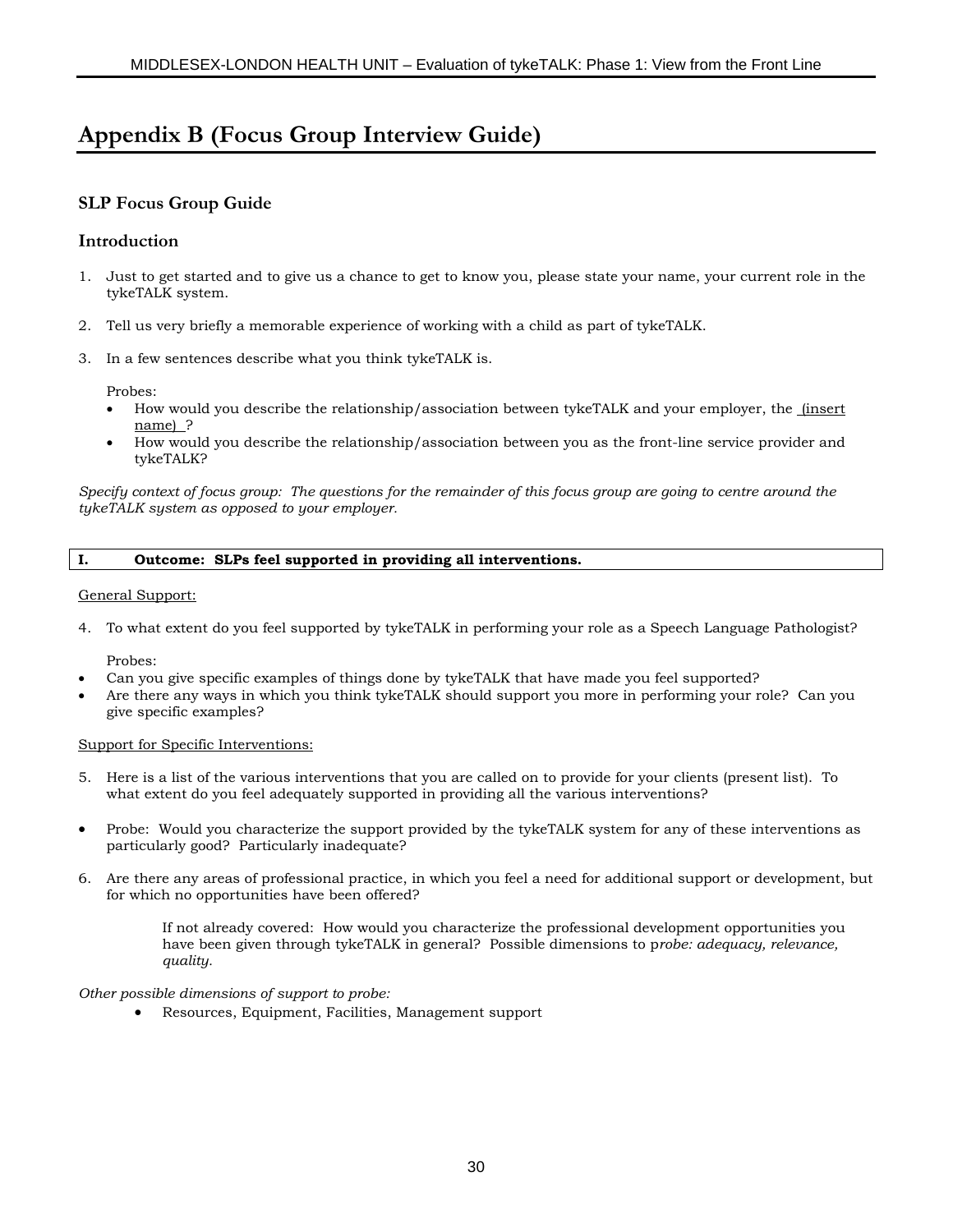# Appendix B (Focus Group Interview Guide)

### SLP Focus Group Guide

### Introduction

1. Just to get started and to give us a chance to get to know you, please state your name, your current role in the tykeTALK system.

2. Tell us very briefly a memorable experience of working with a child as part of tykeTALK.

3. In a few sentences describe what you think tykeTALK is.

   Probes:
   - How would you describe the relationship/association between tykeTALK and your employer, the <u>(insert name)</u>?
   - How would you describe the relationship/association between you as the front-line service provider and tykeTALK?

*Specify context of focus group: The questions for the remainder of this focus group are going to centre around the tykeTALK system as opposed to your employer.*

| **I. Outcome: SLPs feel supported in providing all interventions.** |
|---|

<u>General Support:</u>

4. To what extent do you feel supported by tykeTALK in performing your role as a Speech Language Pathologist?

   Probes:

- Can you give specific examples of things done by tykeTALK that have made you feel supported?
- Are there any ways in which you think tykeTALK should support you more in performing your role? Can you give specific examples?

<u>Support for Specific Interventions:</u>

5. Here is a list of the various interventions that you are called on to provide for your clients (present list). To what extent do you feel adequately supported in providing all the various interventions?

- Probe: Would you characterize the support provided by the tykeTALK system for any of these interventions as particularly good? Particularly inadequate?

6. Are there any areas of professional practice, in which you feel a need for additional support or development, but for which no opportunities have been offered?

   If not already covered: How would you characterize the professional development opportunities you have been given through tykeTALK in general? Possible dimensions to p*robe: adequacy, relevance, quality.*

*Other possible dimensions of support to probe:*

- Resources, Equipment, Facilities, Management support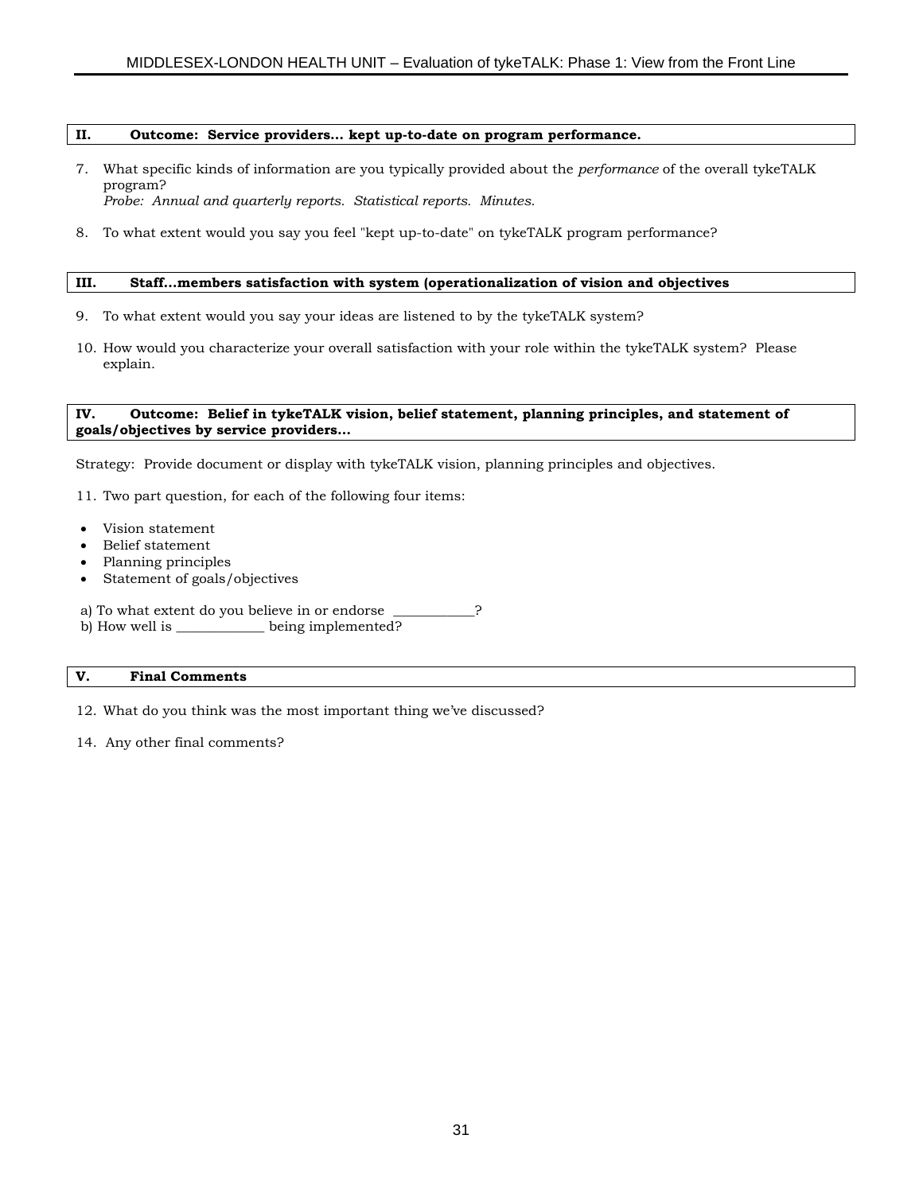**II. Outcome: Service providers... kept up-to-date on program performance.**

7. What specific kinds of information are you typically provided about the *performance* of the overall tykeTALK program?
   *Probe: Annual and quarterly reports. Statistical reports. Minutes.*

8. To what extent would you say you feel "kept up-to-date" on tykeTALK program performance?

**III. Staff...members satisfaction with system (operationalization of vision and objectives**

9. To what extent would you say your ideas are listened to by the tykeTALK system?

10. How would you characterize your overall satisfaction with your role within the tykeTALK system? Please explain.

**IV. Outcome: Belief in tykeTALK vision, belief statement, planning principles, and statement of goals/objectives by service providers...**

Strategy: Provide document or display with tykeTALK vision, planning principles and objectives.

11. Two part question, for each of the following four items:

- Vision statement
- Belief statement
- Planning principles
- Statement of goals/objectives

a) To what extent do you believe in or endorse ___________?
b) How well is ____________ being implemented?

**V. Final Comments**

12. What do you think was the most important thing we've discussed?

14. Any other final comments?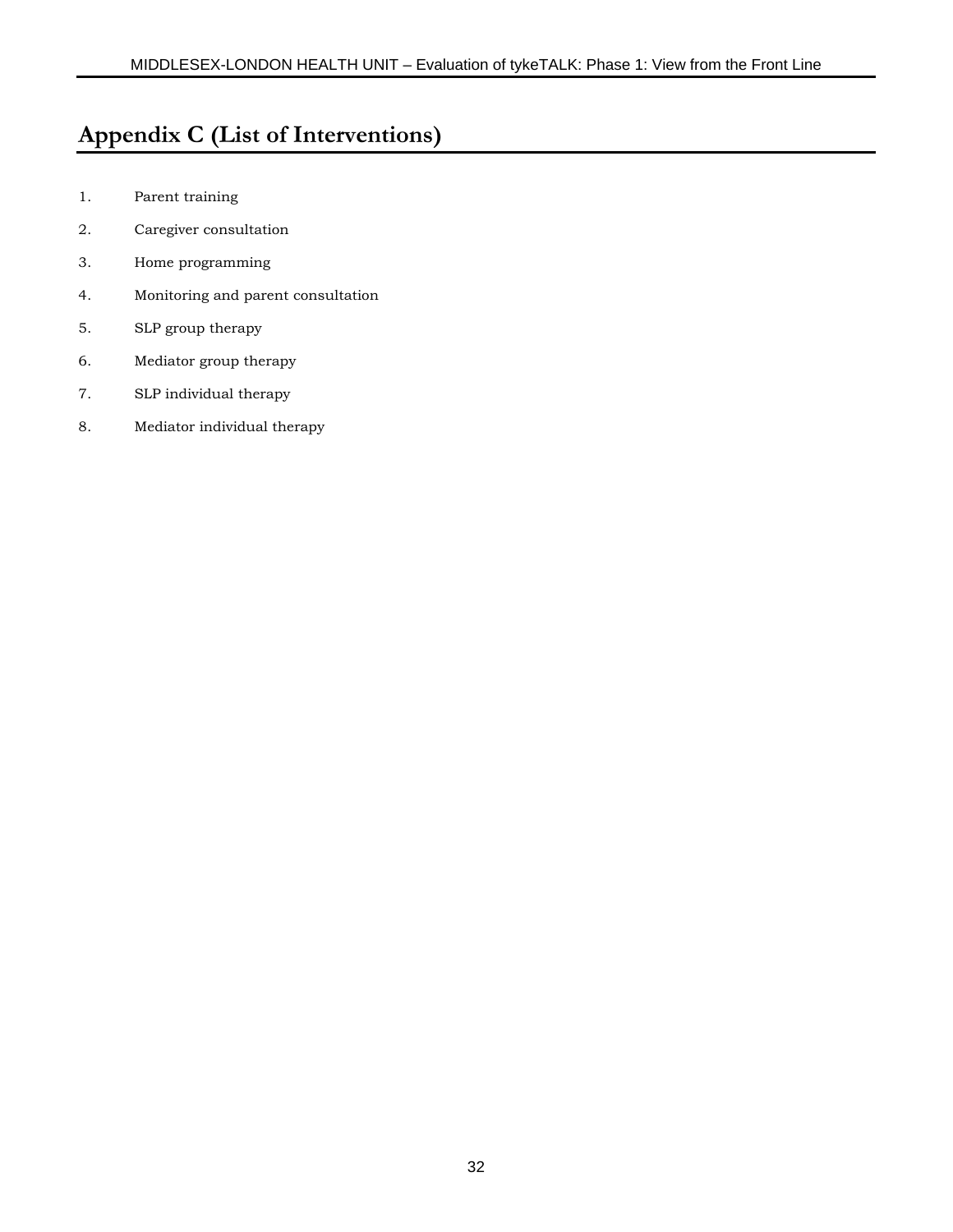# Appendix C (List of Interventions)

1. Parent training
2. Caregiver consultation
3. Home programming
4. Monitoring and parent consultation
5. SLP group therapy
6. Mediator group therapy
7. SLP individual therapy
8. Mediator individual therapy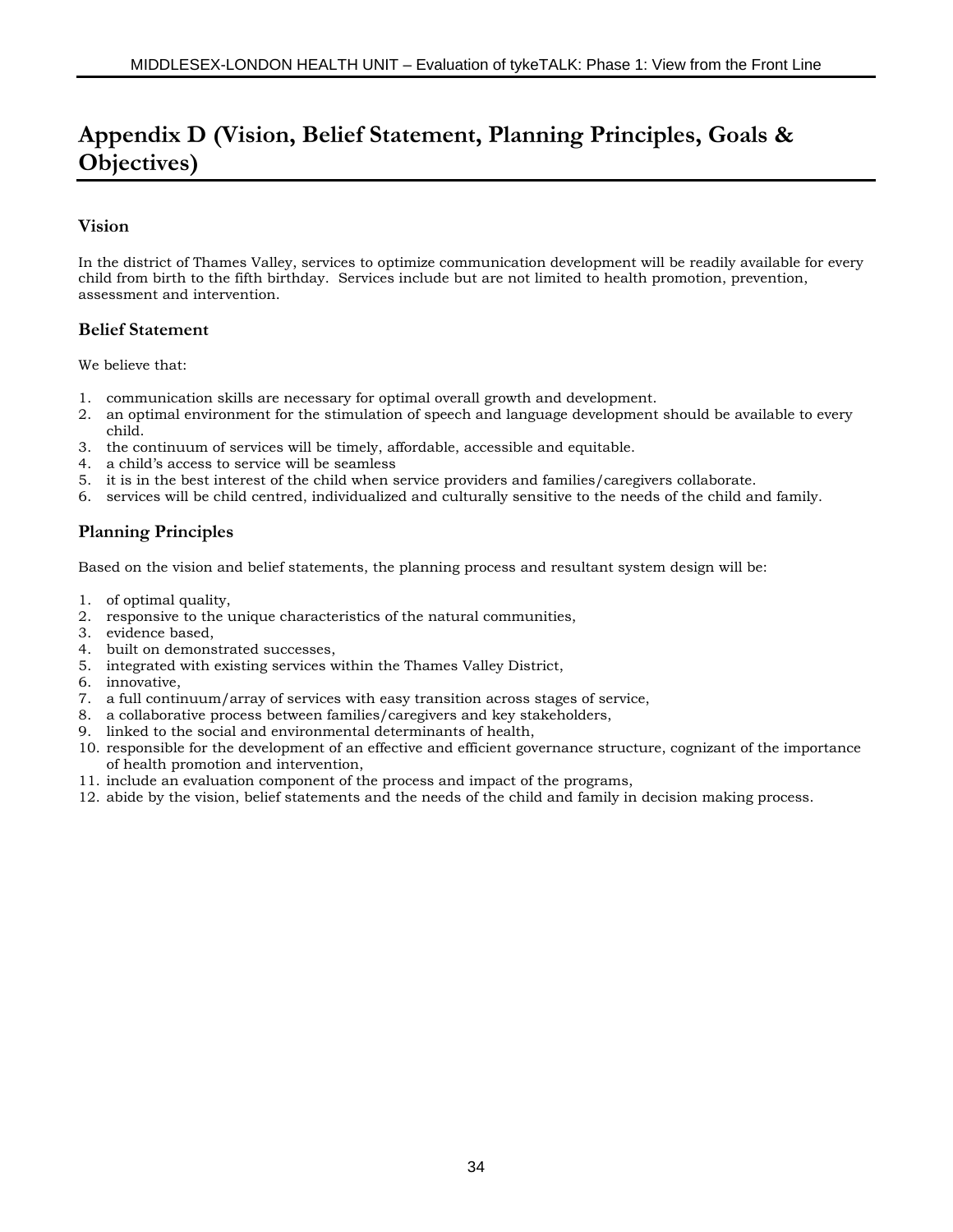# Appendix D (Vision, Belief Statement, Planning Principles, Goals & Objectives)

## Vision

In the district of Thames Valley, services to optimize communication development will be readily available for every child from birth to the fifth birthday. Services include but are not limited to health promotion, prevention, assessment and intervention.

## Belief Statement

We believe that:

1. communication skills are necessary for optimal overall growth and development.
2. an optimal environment for the stimulation of speech and language development should be available to every child.
3. the continuum of services will be timely, affordable, accessible and equitable.
4. a child's access to service will be seamless
5. it is in the best interest of the child when service providers and families/caregivers collaborate.
6. services will be child centred, individualized and culturally sensitive to the needs of the child and family.

## Planning Principles

Based on the vision and belief statements, the planning process and resultant system design will be:

1. of optimal quality,
2. responsive to the unique characteristics of the natural communities,
3. evidence based,
4. built on demonstrated successes,
5. integrated with existing services within the Thames Valley District,
6. innovative,
7. a full continuum/array of services with easy transition across stages of service,
8. a collaborative process between families/caregivers and key stakeholders,
9. linked to the social and environmental determinants of health,
10. responsible for the development of an effective and efficient governance structure, cognizant of the importance of health promotion and intervention,
11. include an evaluation component of the process and impact of the programs,
12. abide by the vision, belief statements and the needs of the child and family in decision making process.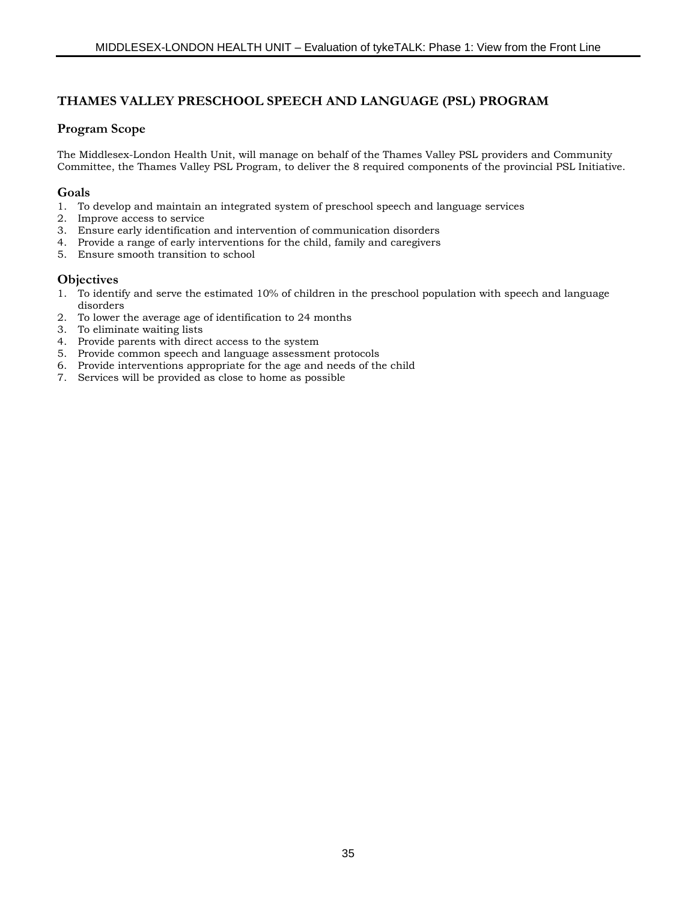## THAMES VALLEY PRESCHOOL SPEECH AND LANGUAGE (PSL) PROGRAM

### Program Scope

The Middlesex-London Health Unit, will manage on behalf of the Thames Valley PSL providers and Community Committee, the Thames Valley PSL Program, to deliver the 8 required components of the provincial PSL Initiative.

### Goals

1. To develop and maintain an integrated system of preschool speech and language services
2. Improve access to service
3. Ensure early identification and intervention of communication disorders
4. Provide a range of early interventions for the child, family and caregivers
5. Ensure smooth transition to school

### Objectives

1. To identify and serve the estimated 10% of children in the preschool population with speech and language disorders
2. To lower the average age of identification to 24 months
3. To eliminate waiting lists
4. Provide parents with direct access to the system
5. Provide common speech and language assessment protocols
6. Provide interventions appropriate for the age and needs of the child
7. Services will be provided as close to home as possible